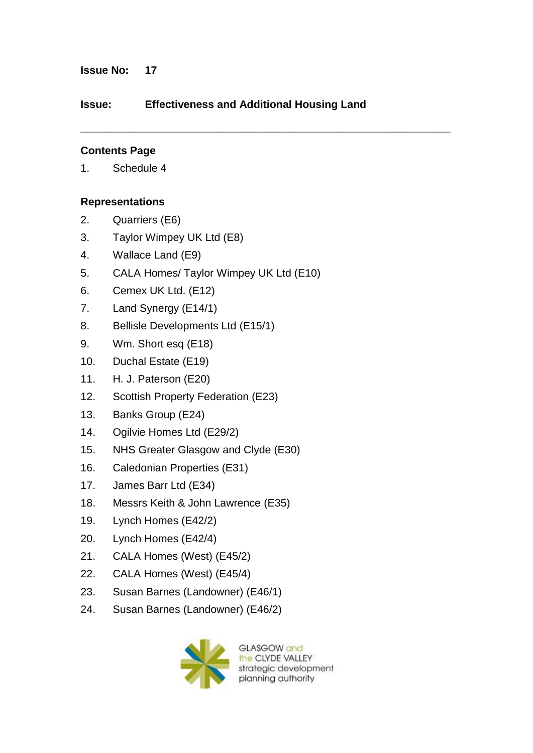**Issue No:** 17

**Issue:** **Effectiveness and Additional Housing Land**

---

## Contents Page

1. Schedule 4

## Representations

2. Quarriers (E6)
3. Taylor Wimpey UK Ltd (E8)
4. Wallace Land (E9)
5. CALA Homes/ Taylor Wimpey UK Ltd (E10)
6. Cemex UK Ltd. (E12)
7. Land Synergy (E14/1)
8. Bellisle Developments Ltd (E15/1)
9. Wm. Short esq (E18)
10. Duchal Estate (E19)
11. H. J. Paterson (E20)
12. Scottish Property Federation (E23)
13. Banks Group (E24)
14. Ogilvie Homes Ltd (E29/2)
15. NHS Greater Glasgow and Clyde (E30)
16. Caledonian Properties (E31)
17. James Barr Ltd (E34)
18. Messrs Keith & John Lawrence (E35)
19. Lynch Homes (E42/2)
20. Lynch Homes (E42/4)
21. CALA Homes (West) (E45/2)
22. CALA Homes (West) (E45/4)
23. Susan Barnes (Landowner) (E46/1)
24. Susan Barnes (Landowner) (E46/2)

GLASGOW and the CLYDE VALLEY strategic development planning authority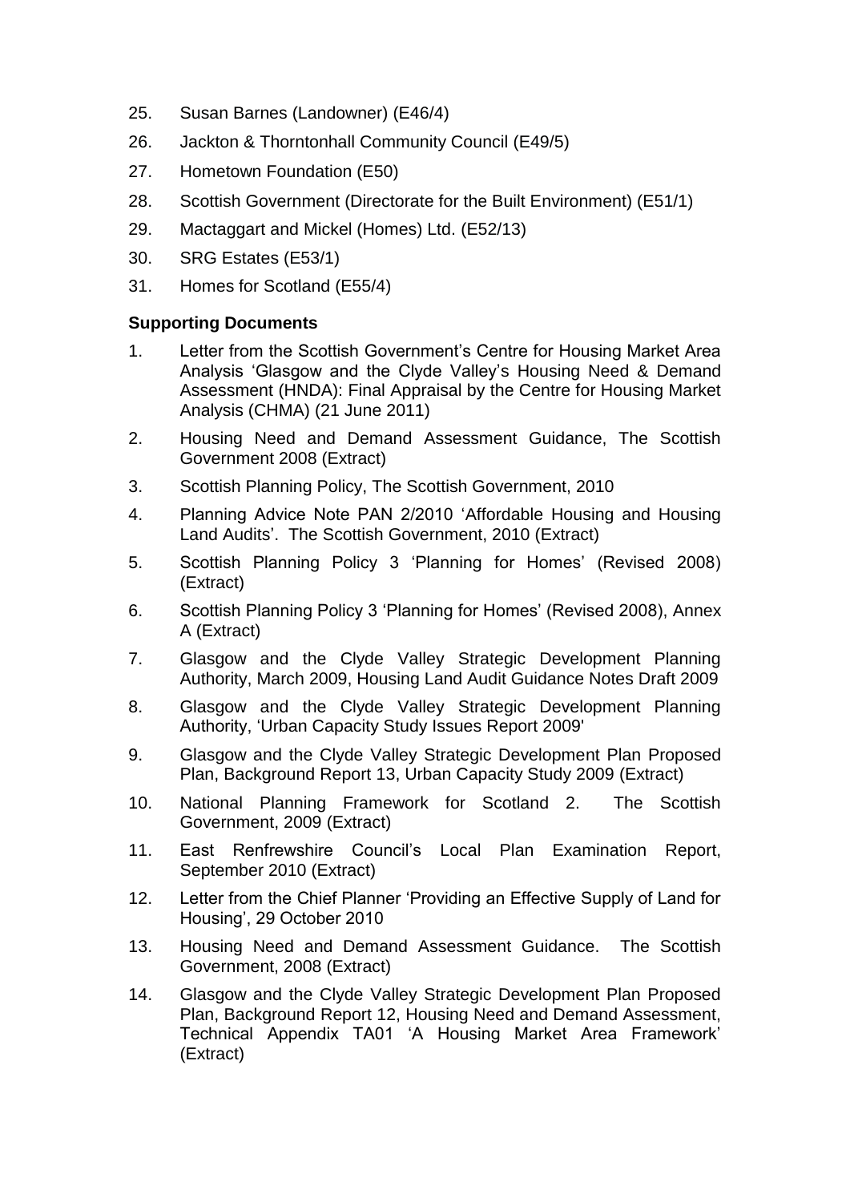25. Susan Barnes (Landowner) (E46/4)
26. Jackton & Thorntonhall Community Council (E49/5)
27. Hometown Foundation (E50)
28. Scottish Government (Directorate for the Built Environment) (E51/1)
29. Mactaggart and Mickel (Homes) Ltd. (E52/13)
30. SRG Estates (E53/1)
31. Homes for Scotland (E55/4)

**Supporting Documents**

1. Letter from the Scottish Government's Centre for Housing Market Area Analysis 'Glasgow and the Clyde Valley's Housing Need & Demand Assessment (HNDA): Final Appraisal by the Centre for Housing Market Analysis (CHMA) (21 June 2011)
2. Housing Need and Demand Assessment Guidance, The Scottish Government 2008 (Extract)
3. Scottish Planning Policy, The Scottish Government, 2010
4. Planning Advice Note PAN 2/2010 'Affordable Housing and Housing Land Audits'. The Scottish Government, 2010 (Extract)
5. Scottish Planning Policy 3 'Planning for Homes' (Revised 2008) (Extract)
6. Scottish Planning Policy 3 'Planning for Homes' (Revised 2008), Annex A (Extract)
7. Glasgow and the Clyde Valley Strategic Development Planning Authority, March 2009, Housing Land Audit Guidance Notes Draft 2009
8. Glasgow and the Clyde Valley Strategic Development Planning Authority, 'Urban Capacity Study Issues Report 2009'
9. Glasgow and the Clyde Valley Strategic Development Plan Proposed Plan, Background Report 13, Urban Capacity Study 2009 (Extract)
10. National Planning Framework for Scotland 2. The Scottish Government, 2009 (Extract)
11. East Renfrewshire Council's Local Plan Examination Report, September 2010 (Extract)
12. Letter from the Chief Planner 'Providing an Effective Supply of Land for Housing', 29 October 2010
13. Housing Need and Demand Assessment Guidance. The Scottish Government, 2008 (Extract)
14. Glasgow and the Clyde Valley Strategic Development Plan Proposed Plan, Background Report 12, Housing Need and Demand Assessment, Technical Appendix TA01 'A Housing Market Area Framework' (Extract)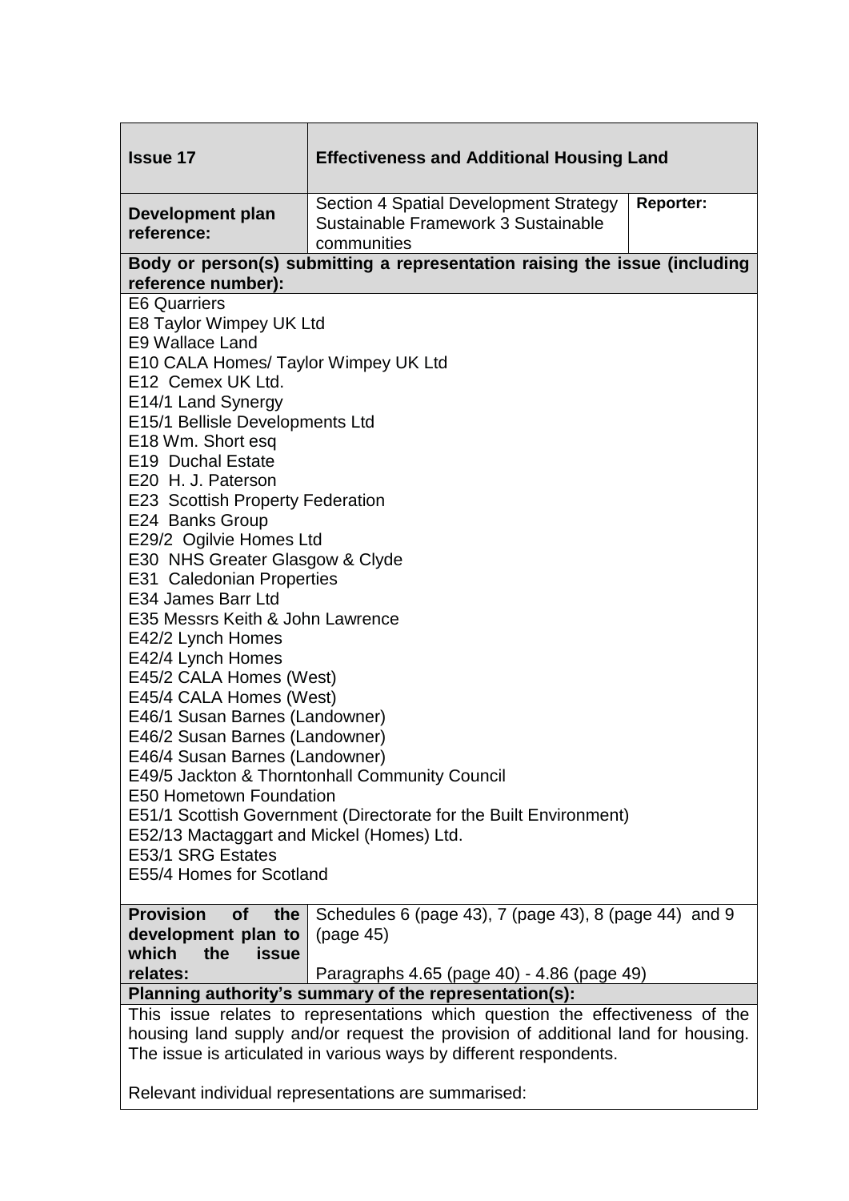| **Issue 17** | **Effectiveness and Additional Housing Land** | |
|---|---|---|
| **Development plan reference:** | Section 4 Spatial Development Strategy Sustainable Framework 3 Sustainable communities | **Reporter:** |

**Body or person(s) submitting a representation raising the issue (including reference number):**

E6 Quarriers
E8 Taylor Wimpey UK Ltd
E9 Wallace Land
E10 CALA Homes/ Taylor Wimpey UK Ltd
E12 Cemex UK Ltd.
E14/1 Land Synergy
E15/1 Bellisle Developments Ltd
E18 Wm. Short esq
E19 Duchal Estate
E20 H. J. Paterson
E23 Scottish Property Federation
E24 Banks Group
E29/2 Ogilvie Homes Ltd
E30 NHS Greater Glasgow & Clyde
E31 Caledonian Properties
E34 James Barr Ltd
E35 Messrs Keith & John Lawrence
E42/2 Lynch Homes
E42/4 Lynch Homes
E45/2 CALA Homes (West)
E45/4 CALA Homes (West)
E46/1 Susan Barnes (Landowner)
E46/2 Susan Barnes (Landowner)
E46/4 Susan Barnes (Landowner)
E49/5 Jackton & Thorntonhall Community Council
E50 Hometown Foundation
E51/1 Scottish Government (Directorate for the Built Environment)
E52/13 Mactaggart and Mickel (Homes) Ltd.
E53/1 SRG Estates
E55/4 Homes for Scotland

| **Provision of the development plan to which the issue relates:** | Schedules 6 (page 43), 7 (page 43), 8 (page 44) and 9 (page 45)<br><br>Paragraphs 4.65 (page 40) - 4.86 (page 49) |
|---|---|

**Planning authority's summary of the representation(s):**

This issue relates to representations which question the effectiveness of the housing land supply and/or request the provision of additional land for housing. The issue is articulated in various ways by different respondents.

Relevant individual representations are summarised: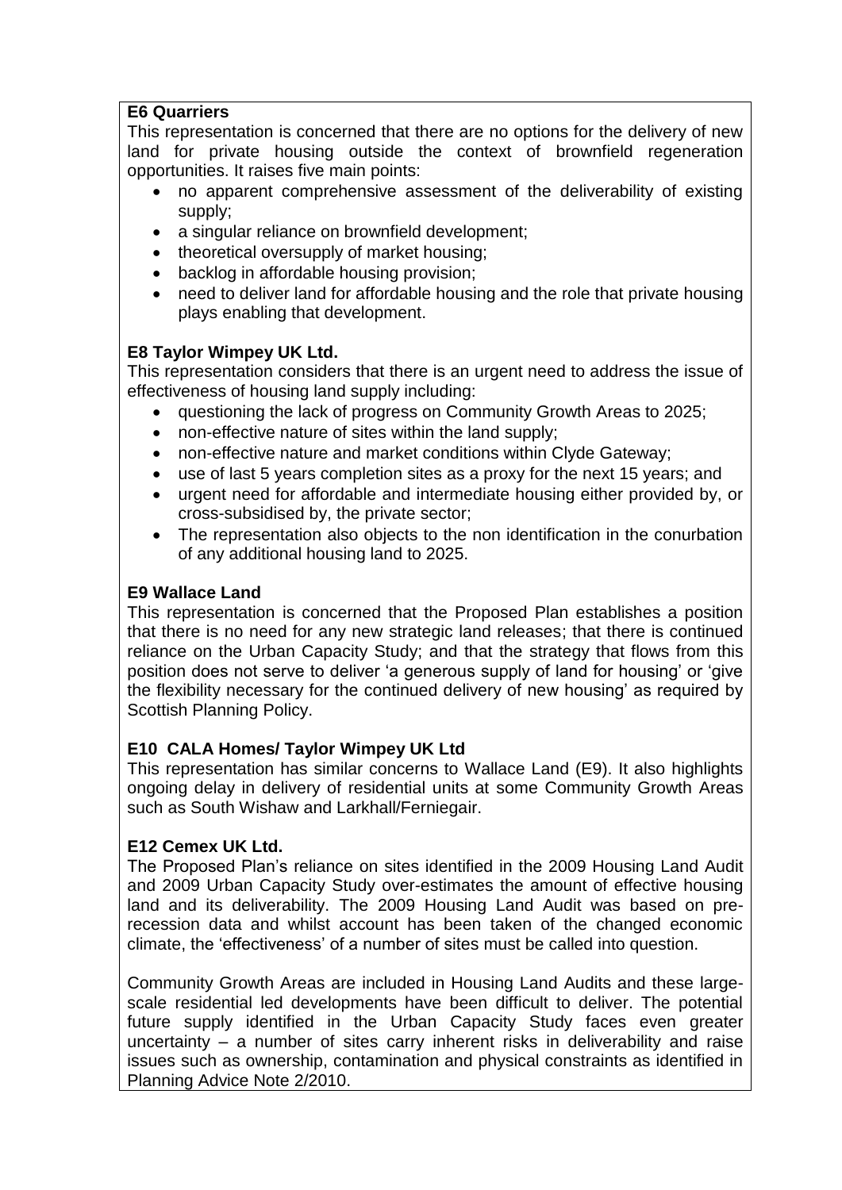**E6 Quarriers**

This representation is concerned that there are no options for the delivery of new land for private housing outside the context of brownfield regeneration opportunities. It raises five main points:

- no apparent comprehensive assessment of the deliverability of existing supply;
- a singular reliance on brownfield development;
- theoretical oversupply of market housing;
- backlog in affordable housing provision;
- need to deliver land for affordable housing and the role that private housing plays enabling that development.

**E8 Taylor Wimpey UK Ltd.**

This representation considers that there is an urgent need to address the issue of effectiveness of housing land supply including:

- questioning the lack of progress on Community Growth Areas to 2025;
- non-effective nature of sites within the land supply;
- non-effective nature and market conditions within Clyde Gateway;
- use of last 5 years completion sites as a proxy for the next 15 years; and
- urgent need for affordable and intermediate housing either provided by, or cross-subsidised by, the private sector;
- The representation also objects to the non identification in the conurbation of any additional housing land to 2025.

**E9 Wallace Land**

This representation is concerned that the Proposed Plan establishes a position that there is no need for any new strategic land releases; that there is continued reliance on the Urban Capacity Study; and that the strategy that flows from this position does not serve to deliver 'a generous supply of land for housing' or 'give the flexibility necessary for the continued delivery of new housing' as required by Scottish Planning Policy.

**E10 CALA Homes/ Taylor Wimpey UK Ltd**

This representation has similar concerns to Wallace Land (E9). It also highlights ongoing delay in delivery of residential units at some Community Growth Areas such as South Wishaw and Larkhall/Ferniegair.

**E12 Cemex UK Ltd.**

The Proposed Plan's reliance on sites identified in the 2009 Housing Land Audit and 2009 Urban Capacity Study over-estimates the amount of effective housing land and its deliverability. The 2009 Housing Land Audit was based on pre-recession data and whilst account has been taken of the changed economic climate, the 'effectiveness' of a number of sites must be called into question.

Community Growth Areas are included in Housing Land Audits and these large-scale residential led developments have been difficult to deliver. The potential future supply identified in the Urban Capacity Study faces even greater uncertainty – a number of sites carry inherent risks in deliverability and raise issues such as ownership, contamination and physical constraints as identified in Planning Advice Note 2/2010.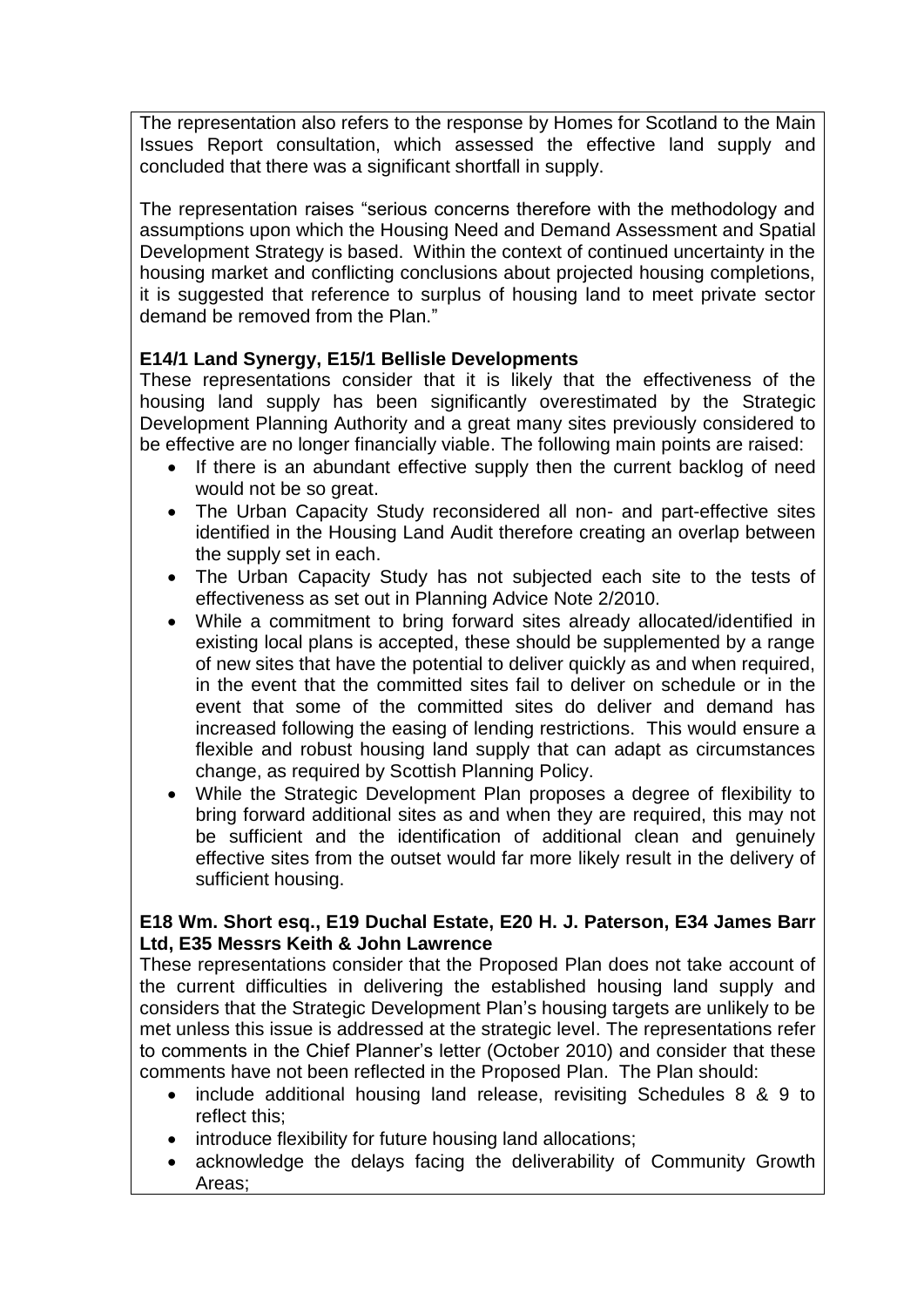The representation also refers to the response by Homes for Scotland to the Main Issues Report consultation, which assessed the effective land supply and concluded that there was a significant shortfall in supply.

The representation raises "serious concerns therefore with the methodology and assumptions upon which the Housing Need and Demand Assessment and Spatial Development Strategy is based. Within the context of continued uncertainty in the housing market and conflicting conclusions about projected housing completions, it is suggested that reference to surplus of housing land to meet private sector demand be removed from the Plan."

**E14/1 Land Synergy, E15/1 Bellisle Developments**

These representations consider that it is likely that the effectiveness of the housing land supply has been significantly overestimated by the Strategic Development Planning Authority and a great many sites previously considered to be effective are no longer financially viable. The following main points are raised:

- If there is an abundant effective supply then the current backlog of need would not be so great.
- The Urban Capacity Study reconsidered all non- and part-effective sites identified in the Housing Land Audit therefore creating an overlap between the supply set in each.
- The Urban Capacity Study has not subjected each site to the tests of effectiveness as set out in Planning Advice Note 2/2010.
- While a commitment to bring forward sites already allocated/identified in existing local plans is accepted, these should be supplemented by a range of new sites that have the potential to deliver quickly as and when required, in the event that the committed sites fail to deliver on schedule or in the event that some of the committed sites do deliver and demand has increased following the easing of lending restrictions. This would ensure a flexible and robust housing land supply that can adapt as circumstances change, as required by Scottish Planning Policy.
- While the Strategic Development Plan proposes a degree of flexibility to bring forward additional sites as and when they are required, this may not be sufficient and the identification of additional clean and genuinely effective sites from the outset would far more likely result in the delivery of sufficient housing.

**E18 Wm. Short esq., E19 Duchal Estate, E20 H. J. Paterson, E34 James Barr Ltd, E35 Messrs Keith & John Lawrence**

These representations consider that the Proposed Plan does not take account of the current difficulties in delivering the established housing land supply and considers that the Strategic Development Plan's housing targets are unlikely to be met unless this issue is addressed at the strategic level. The representations refer to comments in the Chief Planner's letter (October 2010) and consider that these comments have not been reflected in the Proposed Plan. The Plan should:

- include additional housing land release, revisiting Schedules 8 & 9 to reflect this;
- introduce flexibility for future housing land allocations;
- acknowledge the delays facing the deliverability of Community Growth Areas;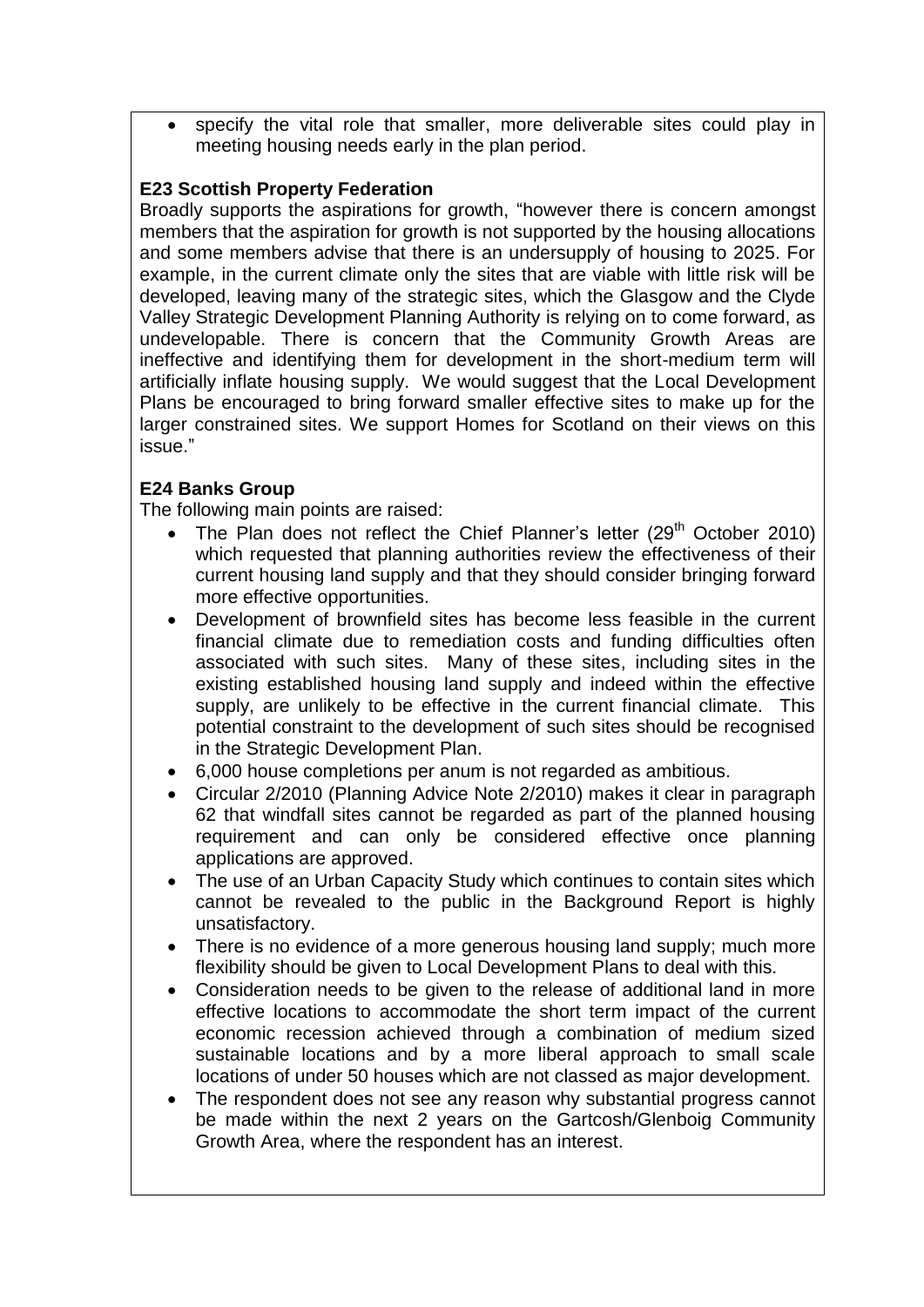- specify the vital role that smaller, more deliverable sites could play in meeting housing needs early in the plan period.

**E23 Scottish Property Federation**

Broadly supports the aspirations for growth, "however there is concern amongst members that the aspiration for growth is not supported by the housing allocations and some members advise that there is an undersupply of housing to 2025. For example, in the current climate only the sites that are viable with little risk will be developed, leaving many of the strategic sites, which the Glasgow and the Clyde Valley Strategic Development Planning Authority is relying on to come forward, as undevelopable. There is concern that the Community Growth Areas are ineffective and identifying them for development in the short-medium term will artificially inflate housing supply. We would suggest that the Local Development Plans be encouraged to bring forward smaller effective sites to make up for the larger constrained sites. We support Homes for Scotland on their views on this issue."

**E24 Banks Group**

The following main points are raised:

- The Plan does not reflect the Chief Planner's letter (29th October 2010) which requested that planning authorities review the effectiveness of their current housing land supply and that they should consider bringing forward more effective opportunities.
- Development of brownfield sites has become less feasible in the current financial climate due to remediation costs and funding difficulties often associated with such sites. Many of these sites, including sites in the existing established housing land supply and indeed within the effective supply, are unlikely to be effective in the current financial climate. This potential constraint to the development of such sites should be recognised in the Strategic Development Plan.
- 6,000 house completions per anum is not regarded as ambitious.
- Circular 2/2010 (Planning Advice Note 2/2010) makes it clear in paragraph 62 that windfall sites cannot be regarded as part of the planned housing requirement and can only be considered effective once planning applications are approved.
- The use of an Urban Capacity Study which continues to contain sites which cannot be revealed to the public in the Background Report is highly unsatisfactory.
- There is no evidence of a more generous housing land supply; much more flexibility should be given to Local Development Plans to deal with this.
- Consideration needs to be given to the release of additional land in more effective locations to accommodate the short term impact of the current economic recession achieved through a combination of medium sized sustainable locations and by a more liberal approach to small scale locations of under 50 houses which are not classed as major development.
- The respondent does not see any reason why substantial progress cannot be made within the next 2 years on the Gartcosh/Glenboig Community Growth Area, where the respondent has an interest.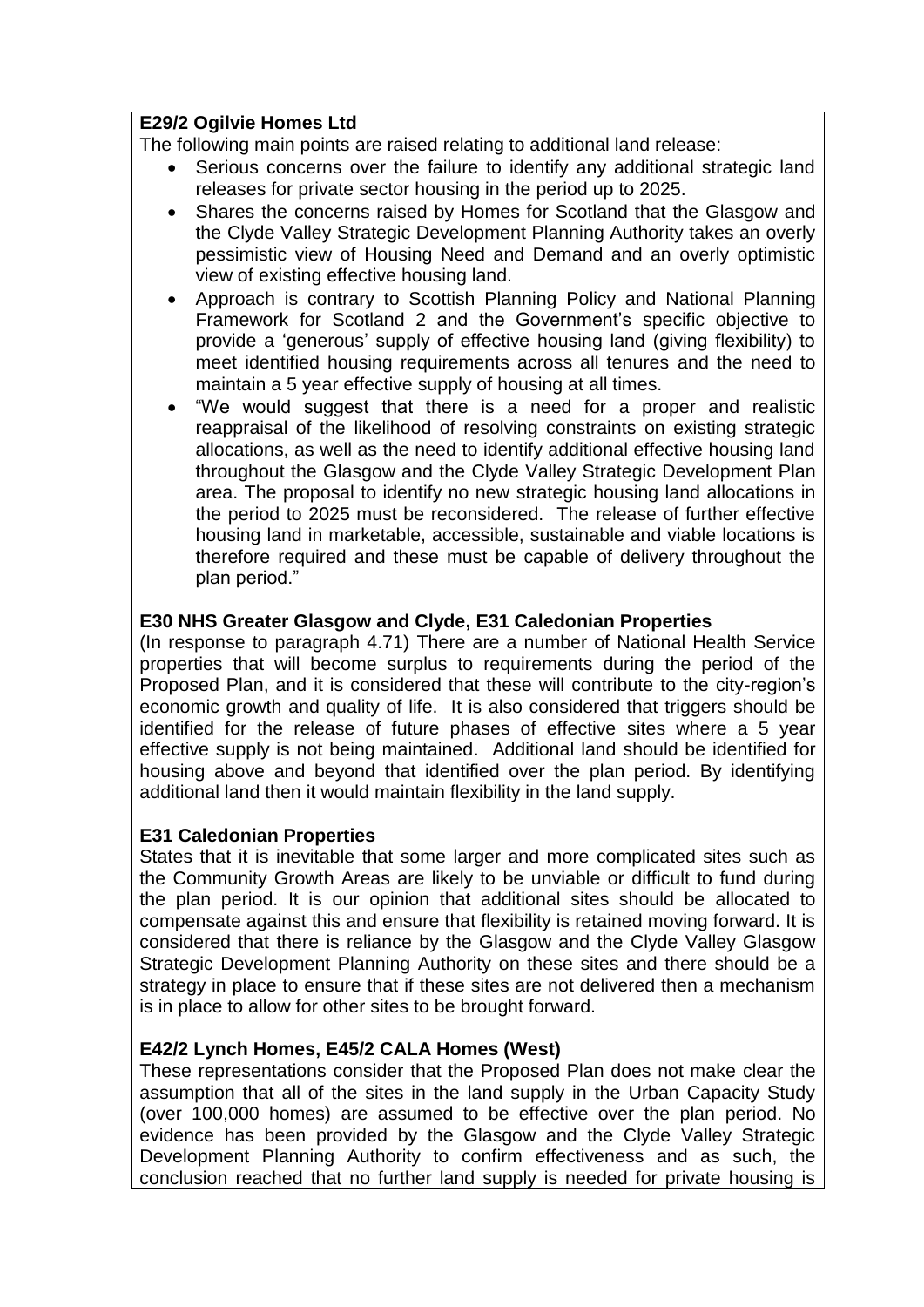**E29/2 Ogilvie Homes Ltd**

The following main points are raised relating to additional land release:

- Serious concerns over the failure to identify any additional strategic land releases for private sector housing in the period up to 2025.
- Shares the concerns raised by Homes for Scotland that the Glasgow and the Clyde Valley Strategic Development Planning Authority takes an overly pessimistic view of Housing Need and Demand and an overly optimistic view of existing effective housing land.
- Approach is contrary to Scottish Planning Policy and National Planning Framework for Scotland 2 and the Government's specific objective to provide a 'generous' supply of effective housing land (giving flexibility) to meet identified housing requirements across all tenures and the need to maintain a 5 year effective supply of housing at all times.
- "We would suggest that there is a need for a proper and realistic reappraisal of the likelihood of resolving constraints on existing strategic allocations, as well as the need to identify additional effective housing land throughout the Glasgow and the Clyde Valley Strategic Development Plan area. The proposal to identify no new strategic housing land allocations in the period to 2025 must be reconsidered. The release of further effective housing land in marketable, accessible, sustainable and viable locations is therefore required and these must be capable of delivery throughout the plan period."

**E30 NHS Greater Glasgow and Clyde, E31 Caledonian Properties**

(In response to paragraph 4.71) There are a number of National Health Service properties that will become surplus to requirements during the period of the Proposed Plan, and it is considered that these will contribute to the city-region's economic growth and quality of life. It is also considered that triggers should be identified for the release of future phases of effective sites where a 5 year effective supply is not being maintained. Additional land should be identified for housing above and beyond that identified over the plan period. By identifying additional land then it would maintain flexibility in the land supply.

**E31 Caledonian Properties**

States that it is inevitable that some larger and more complicated sites such as the Community Growth Areas are likely to be unviable or difficult to fund during the plan period. It is our opinion that additional sites should be allocated to compensate against this and ensure that flexibility is retained moving forward. It is considered that there is reliance by the Glasgow and the Clyde Valley Glasgow Strategic Development Planning Authority on these sites and there should be a strategy in place to ensure that if these sites are not delivered then a mechanism is in place to allow for other sites to be brought forward.

**E42/2 Lynch Homes, E45/2 CALA Homes (West)**

These representations consider that the Proposed Plan does not make clear the assumption that all of the sites in the land supply in the Urban Capacity Study (over 100,000 homes) are assumed to be effective over the plan period. No evidence has been provided by the Glasgow and the Clyde Valley Strategic Development Planning Authority to confirm effectiveness and as such, the conclusion reached that no further land supply is needed for private housing is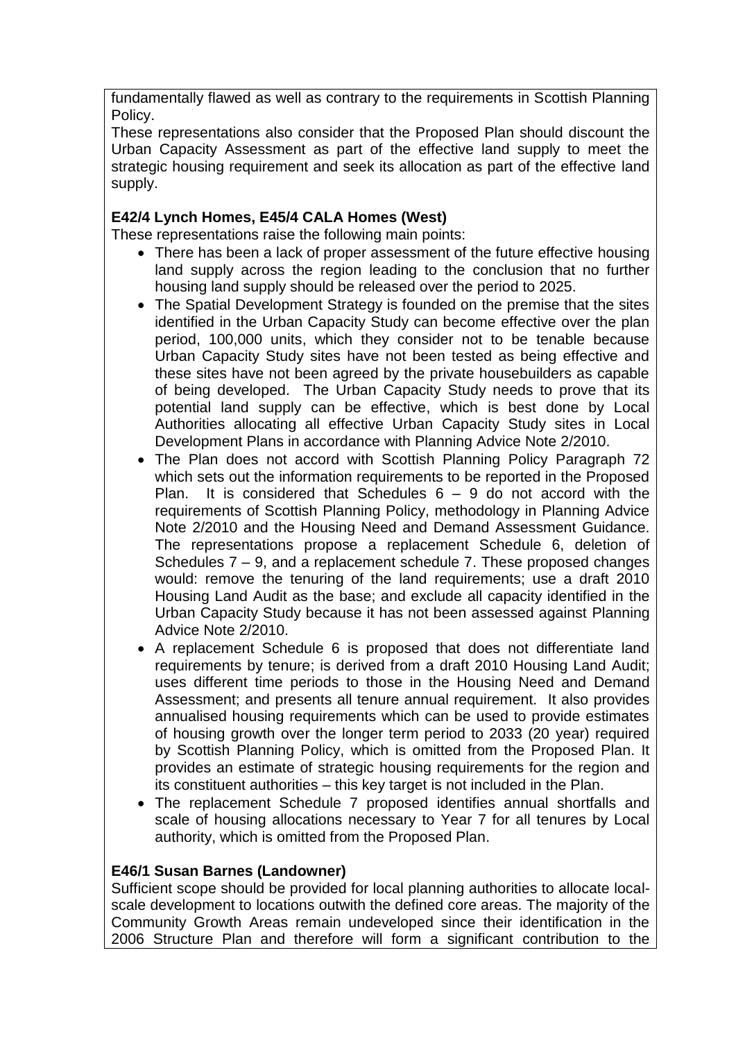fundamentally flawed as well as contrary to the requirements in Scottish Planning Policy.

These representations also consider that the Proposed Plan should discount the Urban Capacity Assessment as part of the effective land supply to meet the strategic housing requirement and seek its allocation as part of the effective land supply.

**E42/4 Lynch Homes, E45/4 CALA Homes (West)**

These representations raise the following main points:

- There has been a lack of proper assessment of the future effective housing land supply across the region leading to the conclusion that no further housing land supply should be released over the period to 2025.
- The Spatial Development Strategy is founded on the premise that the sites identified in the Urban Capacity Study can become effective over the plan period, 100,000 units, which they consider not to be tenable because Urban Capacity Study sites have not been tested as being effective and these sites have not been agreed by the private housebuilders as capable of being developed. The Urban Capacity Study needs to prove that its potential land supply can be effective, which is best done by Local Authorities allocating all effective Urban Capacity Study sites in Local Development Plans in accordance with Planning Advice Note 2/2010.
- The Plan does not accord with Scottish Planning Policy Paragraph 72 which sets out the information requirements to be reported in the Proposed Plan. It is considered that Schedules 6 – 9 do not accord with the requirements of Scottish Planning Policy, methodology in Planning Advice Note 2/2010 and the Housing Need and Demand Assessment Guidance. The representations propose a replacement Schedule 6, deletion of Schedules 7 – 9, and a replacement schedule 7. These proposed changes would: remove the tenuring of the land requirements; use a draft 2010 Housing Land Audit as the base; and exclude all capacity identified in the Urban Capacity Study because it has not been assessed against Planning Advice Note 2/2010.
- A replacement Schedule 6 is proposed that does not differentiate land requirements by tenure; is derived from a draft 2010 Housing Land Audit; uses different time periods to those in the Housing Need and Demand Assessment; and presents all tenure annual requirement. It also provides annualised housing requirements which can be used to provide estimates of housing growth over the longer term period to 2033 (20 year) required by Scottish Planning Policy, which is omitted from the Proposed Plan. It provides an estimate of strategic housing requirements for the region and its constituent authorities – this key target is not included in the Plan.
- The replacement Schedule 7 proposed identifies annual shortfalls and scale of housing allocations necessary to Year 7 for all tenures by Local authority, which is omitted from the Proposed Plan.

**E46/1 Susan Barnes (Landowner)**

Sufficient scope should be provided for local planning authorities to allocate local-scale development to locations outwith the defined core areas. The majority of the Community Growth Areas remain undeveloped since their identification in the 2006 Structure Plan and therefore will form a significant contribution to the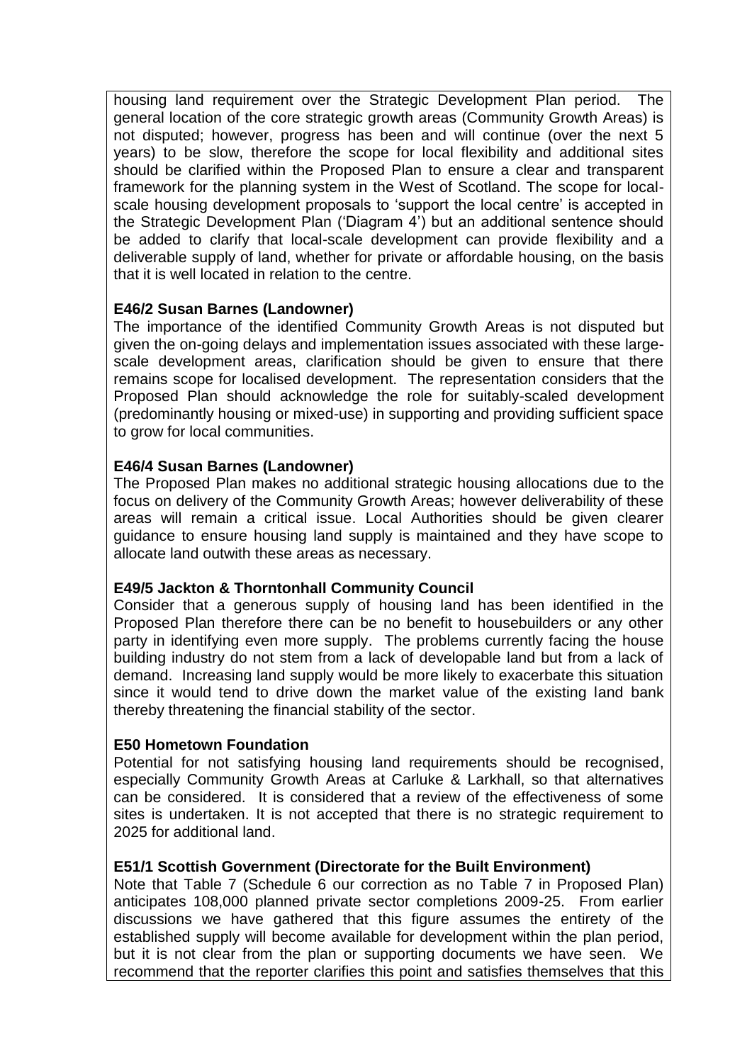housing land requirement over the Strategic Development Plan period. The general location of the core strategic growth areas (Community Growth Areas) is not disputed; however, progress has been and will continue (over the next 5 years) to be slow, therefore the scope for local flexibility and additional sites should be clarified within the Proposed Plan to ensure a clear and transparent framework for the planning system in the West of Scotland. The scope for local-scale housing development proposals to 'support the local centre' is accepted in the Strategic Development Plan ('Diagram 4') but an additional sentence should be added to clarify that local-scale development can provide flexibility and a deliverable supply of land, whether for private or affordable housing, on the basis that it is well located in relation to the centre.

**E46/2 Susan Barnes (Landowner)**

The importance of the identified Community Growth Areas is not disputed but given the on-going delays and implementation issues associated with these large-scale development areas, clarification should be given to ensure that there remains scope for localised development. The representation considers that the Proposed Plan should acknowledge the role for suitably-scaled development (predominantly housing or mixed-use) in supporting and providing sufficient space to grow for local communities.

**E46/4 Susan Barnes (Landowner)**

The Proposed Plan makes no additional strategic housing allocations due to the focus on delivery of the Community Growth Areas; however deliverability of these areas will remain a critical issue. Local Authorities should be given clearer guidance to ensure housing land supply is maintained and they have scope to allocate land outwith these areas as necessary.

**E49/5 Jackton & Thorntonhall Community Council**

Consider that a generous supply of housing land has been identified in the Proposed Plan therefore there can be no benefit to housebuilders or any other party in identifying even more supply. The problems currently facing the house building industry do not stem from a lack of developable land but from a lack of demand. Increasing land supply would be more likely to exacerbate this situation since it would tend to drive down the market value of the existing land bank thereby threatening the financial stability of the sector.

**E50 Hometown Foundation**

Potential for not satisfying housing land requirements should be recognised, especially Community Growth Areas at Carluke & Larkhall, so that alternatives can be considered. It is considered that a review of the effectiveness of some sites is undertaken. It is not accepted that there is no strategic requirement to 2025 for additional land.

**E51/1 Scottish Government (Directorate for the Built Environment)**

Note that Table 7 (Schedule 6 our correction as no Table 7 in Proposed Plan) anticipates 108,000 planned private sector completions 2009-25. From earlier discussions we have gathered that this figure assumes the entirety of the established supply will become available for development within the plan period, but it is not clear from the plan or supporting documents we have seen. We recommend that the reporter clarifies this point and satisfies themselves that this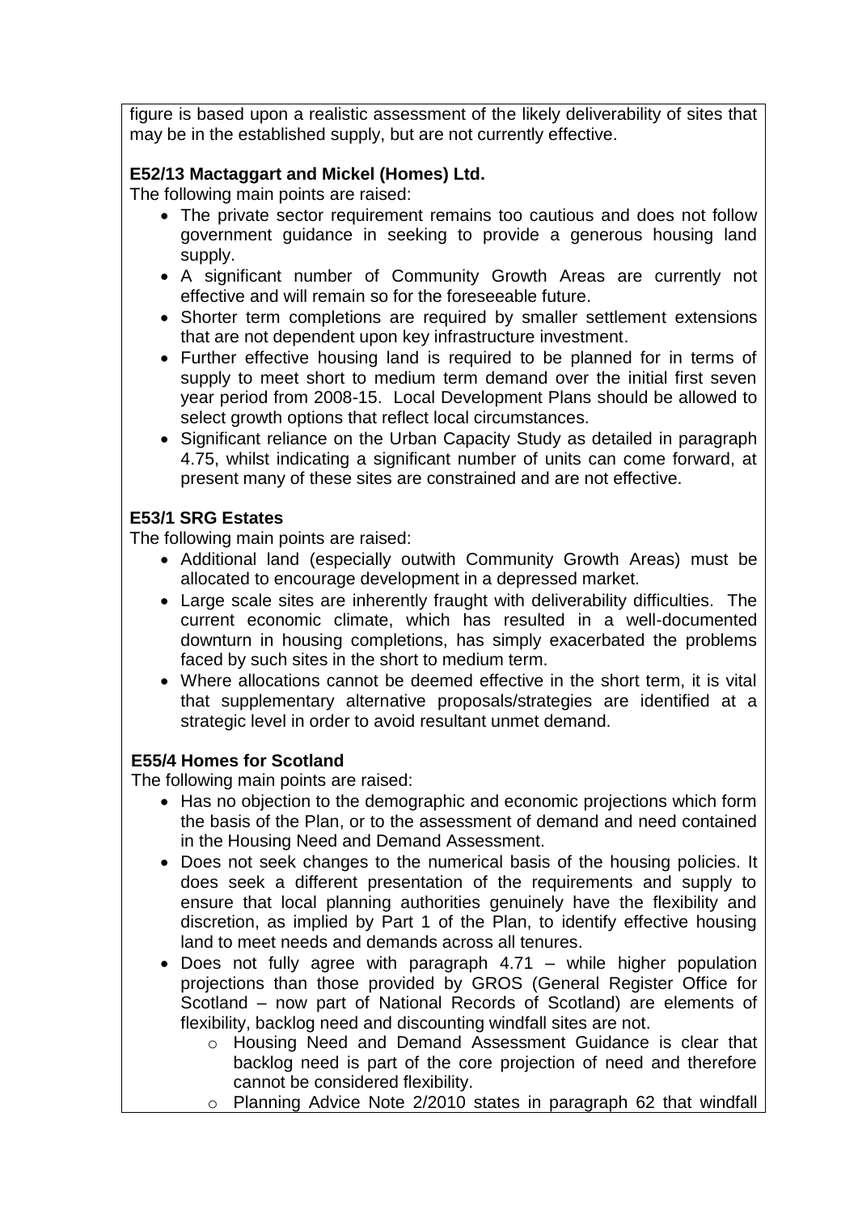figure is based upon a realistic assessment of the likely deliverability of sites that may be in the established supply, but are not currently effective.

**E52/13 Mactaggart and Mickel (Homes) Ltd.**
The following main points are raised:

- The private sector requirement remains too cautious and does not follow government guidance in seeking to provide a generous housing land supply.
- A significant number of Community Growth Areas are currently not effective and will remain so for the foreseeable future.
- Shorter term completions are required by smaller settlement extensions that are not dependent upon key infrastructure investment.
- Further effective housing land is required to be planned for in terms of supply to meet short to medium term demand over the initial first seven year period from 2008-15. Local Development Plans should be allowed to select growth options that reflect local circumstances.
- Significant reliance on the Urban Capacity Study as detailed in paragraph 4.75, whilst indicating a significant number of units can come forward, at present many of these sites are constrained and are not effective.

**E53/1 SRG Estates**
The following main points are raised:

- Additional land (especially outwith Community Growth Areas) must be allocated to encourage development in a depressed market.
- Large scale sites are inherently fraught with deliverability difficulties. The current economic climate, which has resulted in a well-documented downturn in housing completions, has simply exacerbated the problems faced by such sites in the short to medium term.
- Where allocations cannot be deemed effective in the short term, it is vital that supplementary alternative proposals/strategies are identified at a strategic level in order to avoid resultant unmet demand.

**E55/4 Homes for Scotland**
The following main points are raised:

- Has no objection to the demographic and economic projections which form the basis of the Plan, or to the assessment of demand and need contained in the Housing Need and Demand Assessment.
- Does not seek changes to the numerical basis of the housing policies. It does seek a different presentation of the requirements and supply to ensure that local planning authorities genuinely have the flexibility and discretion, as implied by Part 1 of the Plan, to identify effective housing land to meet needs and demands across all tenures.
- Does not fully agree with paragraph 4.71 – while higher population projections than those provided by GROS (General Register Office for Scotland – now part of National Records of Scotland) are elements of flexibility, backlog need and discounting windfall sites are not.
  - Housing Need and Demand Assessment Guidance is clear that backlog need is part of the core projection of need and therefore cannot be considered flexibility.
  - Planning Advice Note 2/2010 states in paragraph 62 that windfall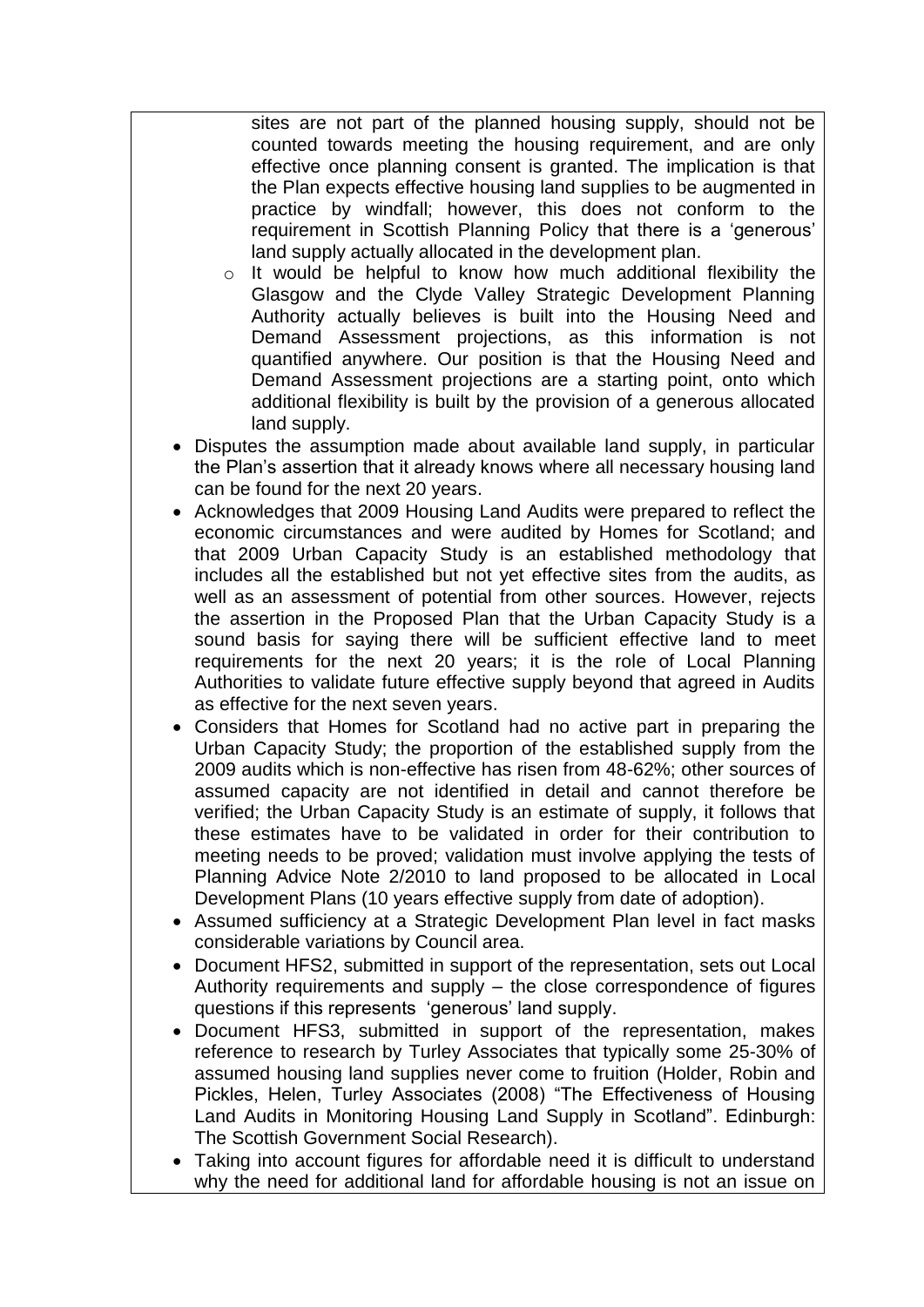sites are not part of the planned housing supply, should not be counted towards meeting the housing requirement, and are only effective once planning consent is granted. The implication is that the Plan expects effective housing land supplies to be augmented in practice by windfall; however, this does not conform to the requirement in Scottish Planning Policy that there is a 'generous' land supply actually allocated in the development plan.

  - It would be helpful to know how much additional flexibility the Glasgow and the Clyde Valley Strategic Development Planning Authority actually believes is built into the Housing Need and Demand Assessment projections, as this information is not quantified anywhere. Our position is that the Housing Need and Demand Assessment projections are a starting point, onto which additional flexibility is built by the provision of a generous allocated land supply.

- Disputes the assumption made about available land supply, in particular the Plan's assertion that it already knows where all necessary housing land can be found for the next 20 years.
- Acknowledges that 2009 Housing Land Audits were prepared to reflect the economic circumstances and were audited by Homes for Scotland; and that 2009 Urban Capacity Study is an established methodology that includes all the established but not yet effective sites from the audits, as well as an assessment of potential from other sources. However, rejects the assertion in the Proposed Plan that the Urban Capacity Study is a sound basis for saying there will be sufficient effective land to meet requirements for the next 20 years; it is the role of Local Planning Authorities to validate future effective supply beyond that agreed in Audits as effective for the next seven years.
- Considers that Homes for Scotland had no active part in preparing the Urban Capacity Study; the proportion of the established supply from the 2009 audits which is non-effective has risen from 48-62%; other sources of assumed capacity are not identified in detail and cannot therefore be verified; the Urban Capacity Study is an estimate of supply, it follows that these estimates have to be validated in order for their contribution to meeting needs to be proved; validation must involve applying the tests of Planning Advice Note 2/2010 to land proposed to be allocated in Local Development Plans (10 years effective supply from date of adoption).
- Assumed sufficiency at a Strategic Development Plan level in fact masks considerable variations by Council area.
- Document HFS2, submitted in support of the representation, sets out Local Authority requirements and supply – the close correspondence of figures questions if this represents 'generous' land supply.
- Document HFS3, submitted in support of the representation, makes reference to research by Turley Associates that typically some 25-30% of assumed housing land supplies never come to fruition (Holder, Robin and Pickles, Helen, Turley Associates (2008) "The Effectiveness of Housing Land Audits in Monitoring Housing Land Supply in Scotland". Edinburgh: The Scottish Government Social Research).
- Taking into account figures for affordable need it is difficult to understand why the need for additional land for affordable housing is not an issue on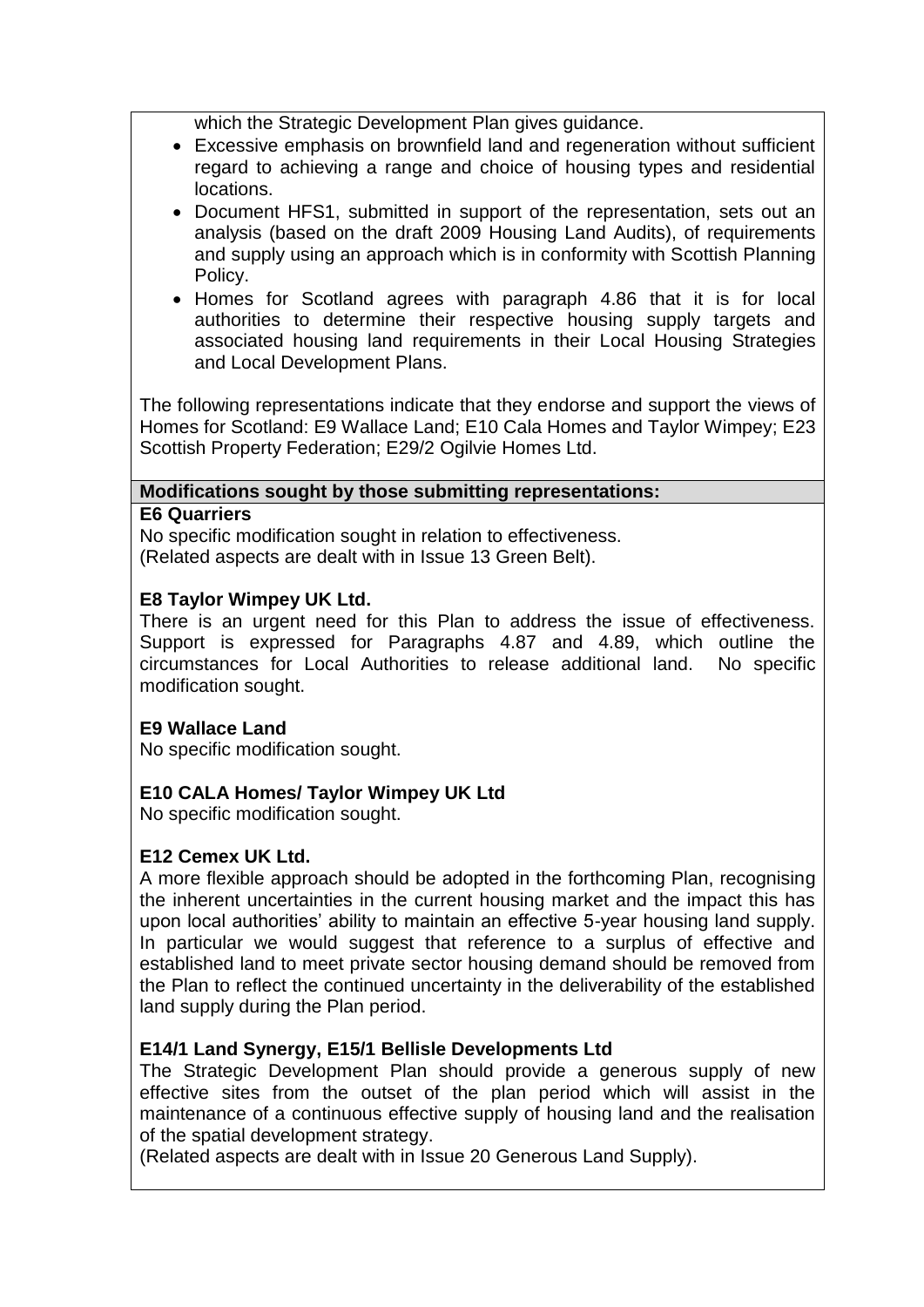which the Strategic Development Plan gives guidance.

- Excessive emphasis on brownfield land and regeneration without sufficient regard to achieving a range and choice of housing types and residential locations.
- Document HFS1, submitted in support of the representation, sets out an analysis (based on the draft 2009 Housing Land Audits), of requirements and supply using an approach which is in conformity with Scottish Planning Policy.
- Homes for Scotland agrees with paragraph 4.86 that it is for local authorities to determine their respective housing supply targets and associated housing land requirements in their Local Housing Strategies and Local Development Plans.

The following representations indicate that they endorse and support the views of Homes for Scotland: E9 Wallace Land; E10 Cala Homes and Taylor Wimpey; E23 Scottish Property Federation; E29/2 Ogilvie Homes Ltd.

**Modifications sought by those submitting representations:**

**E6 Quarriers**

No specific modification sought in relation to effectiveness.
(Related aspects are dealt with in Issue 13 Green Belt).

**E8 Taylor Wimpey UK Ltd.**

There is an urgent need for this Plan to address the issue of effectiveness. Support is expressed for Paragraphs 4.87 and 4.89, which outline the circumstances for Local Authorities to release additional land. No specific modification sought.

**E9 Wallace Land**

No specific modification sought.

**E10 CALA Homes/ Taylor Wimpey UK Ltd**

No specific modification sought.

**E12 Cemex UK Ltd.**

A more flexible approach should be adopted in the forthcoming Plan, recognising the inherent uncertainties in the current housing market and the impact this has upon local authorities' ability to maintain an effective 5-year housing land supply. In particular we would suggest that reference to a surplus of effective and established land to meet private sector housing demand should be removed from the Plan to reflect the continued uncertainty in the deliverability of the established land supply during the Plan period.

**E14/1 Land Synergy, E15/1 Bellisle Developments Ltd**

The Strategic Development Plan should provide a generous supply of new effective sites from the outset of the plan period which will assist in the maintenance of a continuous effective supply of housing land and the realisation of the spatial development strategy.
(Related aspects are dealt with in Issue 20 Generous Land Supply).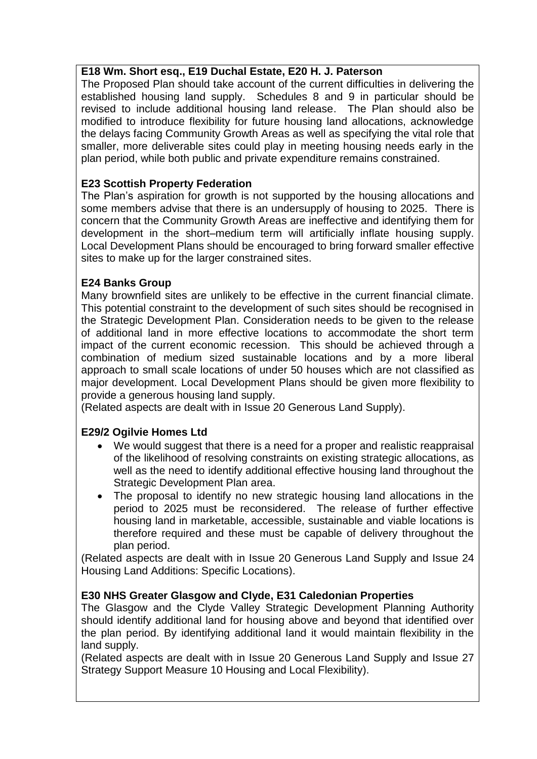**E18 Wm. Short esq., E19 Duchal Estate, E20 H. J. Paterson**

The Proposed Plan should take account of the current difficulties in delivering the established housing land supply. Schedules 8 and 9 in particular should be revised to include additional housing land release. The Plan should also be modified to introduce flexibility for future housing land allocations, acknowledge the delays facing Community Growth Areas as well as specifying the vital role that smaller, more deliverable sites could play in meeting housing needs early in the plan period, while both public and private expenditure remains constrained.

**E23 Scottish Property Federation**

The Plan's aspiration for growth is not supported by the housing allocations and some members advise that there is an undersupply of housing to 2025. There is concern that the Community Growth Areas are ineffective and identifying them for development in the short–medium term will artificially inflate housing supply. Local Development Plans should be encouraged to bring forward smaller effective sites to make up for the larger constrained sites.

**E24 Banks Group**

Many brownfield sites are unlikely to be effective in the current financial climate. This potential constraint to the development of such sites should be recognised in the Strategic Development Plan. Consideration needs to be given to the release of additional land in more effective locations to accommodate the short term impact of the current economic recession. This should be achieved through a combination of medium sized sustainable locations and by a more liberal approach to small scale locations of under 50 houses which are not classified as major development. Local Development Plans should be given more flexibility to provide a generous housing land supply.
(Related aspects are dealt with in Issue 20 Generous Land Supply).

**E29/2 Ogilvie Homes Ltd**

- We would suggest that there is a need for a proper and realistic reappraisal of the likelihood of resolving constraints on existing strategic allocations, as well as the need to identify additional effective housing land throughout the Strategic Development Plan area.
- The proposal to identify no new strategic housing land allocations in the period to 2025 must be reconsidered. The release of further effective housing land in marketable, accessible, sustainable and viable locations is therefore required and these must be capable of delivery throughout the plan period.

(Related aspects are dealt with in Issue 20 Generous Land Supply and Issue 24 Housing Land Additions: Specific Locations).

**E30 NHS Greater Glasgow and Clyde, E31 Caledonian Properties**

The Glasgow and the Clyde Valley Strategic Development Planning Authority should identify additional land for housing above and beyond that identified over the plan period. By identifying additional land it would maintain flexibility in the land supply.
(Related aspects are dealt with in Issue 20 Generous Land Supply and Issue 27 Strategy Support Measure 10 Housing and Local Flexibility).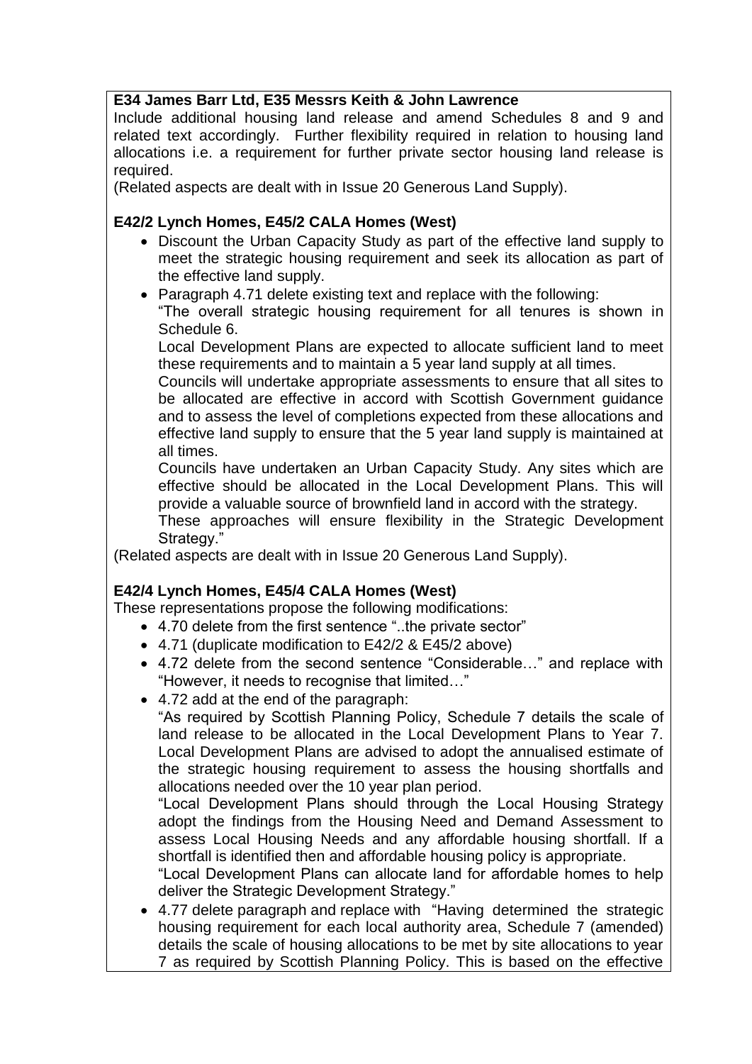**E34 James Barr Ltd, E35 Messrs Keith & John Lawrence**

Include additional housing land release and amend Schedules 8 and 9 and related text accordingly. Further flexibility required in relation to housing land allocations i.e. a requirement for further private sector housing land release is required.

(Related aspects are dealt with in Issue 20 Generous Land Supply).

**E42/2 Lynch Homes, E45/2 CALA Homes (West)**

- Discount the Urban Capacity Study as part of the effective land supply to meet the strategic housing requirement and seek its allocation as part of the effective land supply.
- Paragraph 4.71 delete existing text and replace with the following:

  "The overall strategic housing requirement for all tenures is shown in Schedule 6.

  Local Development Plans are expected to allocate sufficient land to meet these requirements and to maintain a 5 year land supply at all times.

  Councils will undertake appropriate assessments to ensure that all sites to be allocated are effective in accord with Scottish Government guidance and to assess the level of completions expected from these allocations and effective land supply to ensure that the 5 year land supply is maintained at all times.

  Councils have undertaken an Urban Capacity Study. Any sites which are effective should be allocated in the Local Development Plans. This will provide a valuable source of brownfield land in accord with the strategy.

  These approaches will ensure flexibility in the Strategic Development Strategy."

(Related aspects are dealt with in Issue 20 Generous Land Supply).

**E42/4 Lynch Homes, E45/4 CALA Homes (West)**

These representations propose the following modifications:

- 4.70 delete from the first sentence "..the private sector"
- 4.71 (duplicate modification to E42/2 & E45/2 above)
- 4.72 delete from the second sentence "Considerable…" and replace with "However, it needs to recognise that limited…"
- 4.72 add at the end of the paragraph:

  "As required by Scottish Planning Policy, Schedule 7 details the scale of land release to be allocated in the Local Development Plans to Year 7. Local Development Plans are advised to adopt the annualised estimate of the strategic housing requirement to assess the housing shortfalls and allocations needed over the 10 year plan period.

  "Local Development Plans should through the Local Housing Strategy adopt the findings from the Housing Need and Demand Assessment to assess Local Housing Needs and any affordable housing shortfall. If a shortfall is identified then and affordable housing policy is appropriate.

  "Local Development Plans can allocate land for affordable homes to help deliver the Strategic Development Strategy."
- 4.77 delete paragraph and replace with "Having determined the strategic housing requirement for each local authority area, Schedule 7 (amended) details the scale of housing allocations to be met by site allocations to year 7 as required by Scottish Planning Policy. This is based on the effective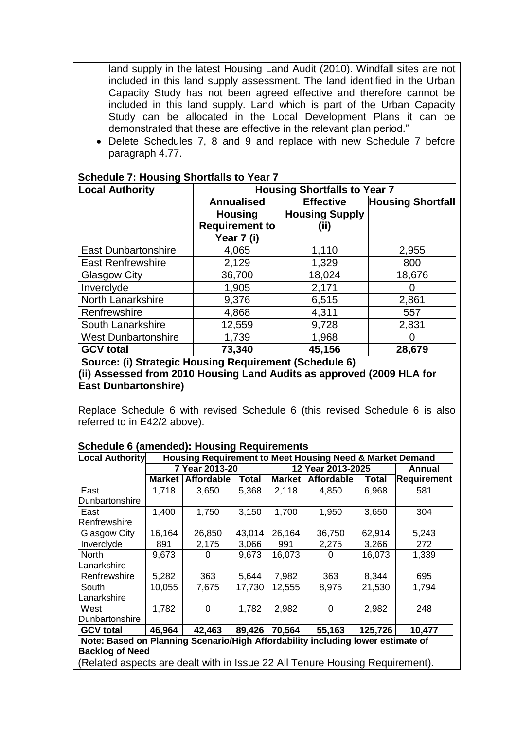land supply in the latest Housing Land Audit (2010). Windfall sites are not included in this land supply assessment. The land identified in the Urban Capacity Study has not been agreed effective and therefore cannot be included in this land supply. Land which is part of the Urban Capacity Study can be allocated in the Local Development Plans it can be demonstrated that these are effective in the relevant plan period."

- Delete Schedules 7, 8 and 9 and replace with new Schedule 7 before paragraph 4.77.

**Schedule 7: Housing Shortfalls to Year 7**

| Local Authority | Housing Shortfalls to Year 7 | | |
|---|---|---|---|
| | Annualised Housing Requirement to Year 7 (i) | Effective Housing Supply (ii) | Housing Shortfall |
| East Dunbartonshire | 4,065 | 1,110 | 2,955 |
| East Renfrewshire | 2,129 | 1,329 | 800 |
| Glasgow City | 36,700 | 18,024 | 18,676 |
| Inverclyde | 1,905 | 2,171 | 0 |
| North Lanarkshire | 9,376 | 6,515 | 2,861 |
| Renfrewshire | 4,868 | 4,311 | 557 |
| South Lanarkshire | 12,559 | 9,728 | 2,831 |
| West Dunbartonshire | 1,739 | 1,968 | 0 |
| **GCV total** | **73,340** | **45,156** | **28,679** |

**Source: (i) Strategic Housing Requirement (Schedule 6)**
**(ii) Assessed from 2010 Housing Land Audits as approved (2009 HLA for East Dunbartonshire)**

Replace Schedule 6 with revised Schedule 6 (this revised Schedule 6 is also referred to in E42/2 above).

**Schedule 6 (amended): Housing Requirements**

| Local Authority | Housing Requirement to Meet Housing Need & Market Demand | | | | | | |
|---|---|---|---|---|---|---|---|
| | 7 Year 2013-20 | | | 12 Year 2013-2025 | | | Annual |
| | Market | Affordable | Total | Market | Affordable | Total | Requirement |
| East Dunbartonshire | 1,718 | 3,650 | 5,368 | 2,118 | 4,850 | 6,968 | 581 |
| East Renfrewshire | 1,400 | 1,750 | 3,150 | 1,700 | 1,950 | 3,650 | 304 |
| Glasgow City | 16,164 | 26,850 | 43,014 | 26,164 | 36,750 | 62,914 | 5,243 |
| Inverclyde | 891 | 2,175 | 3,066 | 991 | 2,275 | 3,266 | 272 |
| North Lanarkshire | 9,673 | 0 | 9,673 | 16,073 | 0 | 16,073 | 1,339 |
| Renfrewshire | 5,282 | 363 | 5,644 | 7,982 | 363 | 8,344 | 695 |
| South Lanarkshire | 10,055 | 7,675 | 17,730 | 12,555 | 8,975 | 21,530 | 1,794 |
| West Dunbartonshire | 1,782 | 0 | 1,782 | 2,982 | 0 | 2,982 | 248 |
| **GCV total** | **46,964** | **42,463** | **89,426** | **70,564** | **55,163** | **125,726** | **10,477** |

**Note: Based on Planning Scenario/High Affordability including lower estimate of Backlog of Need**

(Related aspects are dealt with in Issue 22 All Tenure Housing Requirement).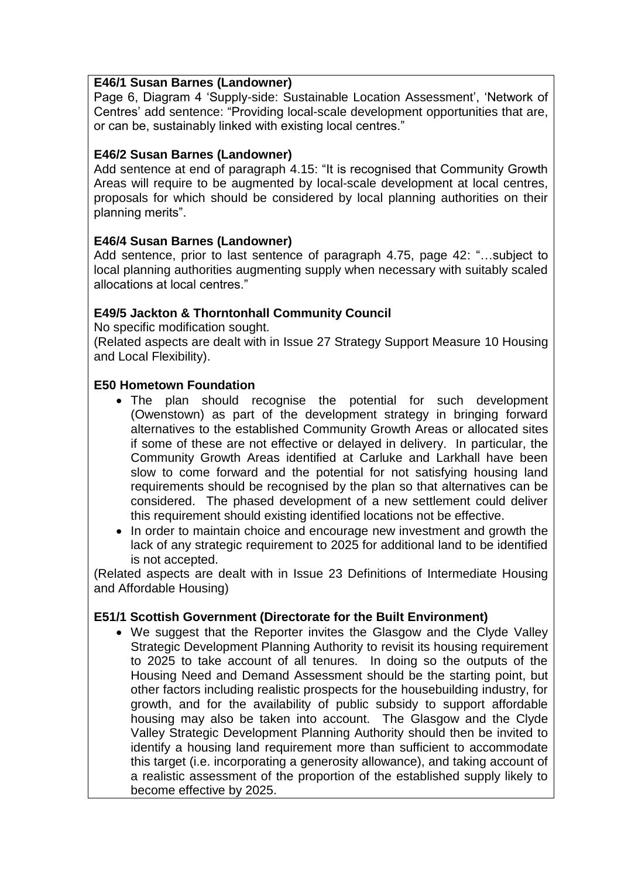**E46/1 Susan Barnes (Landowner)**
Page 6, Diagram 4 'Supply-side: Sustainable Location Assessment', 'Network of Centres' add sentence: "Providing local-scale development opportunities that are, or can be, sustainably linked with existing local centres."

**E46/2 Susan Barnes (Landowner)**
Add sentence at end of paragraph 4.15: "It is recognised that Community Growth Areas will require to be augmented by local-scale development at local centres, proposals for which should be considered by local planning authorities on their planning merits".

**E46/4 Susan Barnes (Landowner)**
Add sentence, prior to last sentence of paragraph 4.75, page 42: "…subject to local planning authorities augmenting supply when necessary with suitably scaled allocations at local centres."

**E49/5 Jackton & Thorntonhall Community Council**
No specific modification sought.
(Related aspects are dealt with in Issue 27 Strategy Support Measure 10 Housing and Local Flexibility).

**E50 Hometown Foundation**

- The plan should recognise the potential for such development (Owenstown) as part of the development strategy in bringing forward alternatives to the established Community Growth Areas or allocated sites if some of these are not effective or delayed in delivery. In particular, the Community Growth Areas identified at Carluke and Larkhall have been slow to come forward and the potential for not satisfying housing land requirements should be recognised by the plan so that alternatives can be considered. The phased development of a new settlement could deliver this requirement should existing identified locations not be effective.
- In order to maintain choice and encourage new investment and growth the lack of any strategic requirement to 2025 for additional land to be identified is not accepted.

(Related aspects are dealt with in Issue 23 Definitions of Intermediate Housing and Affordable Housing)

**E51/1 Scottish Government (Directorate for the Built Environment)**

- We suggest that the Reporter invites the Glasgow and the Clyde Valley Strategic Development Planning Authority to revisit its housing requirement to 2025 to take account of all tenures. In doing so the outputs of the Housing Need and Demand Assessment should be the starting point, but other factors including realistic prospects for the housebuilding industry, for growth, and for the availability of public subsidy to support affordable housing may also be taken into account. The Glasgow and the Clyde Valley Strategic Development Planning Authority should then be invited to identify a housing land requirement more than sufficient to accommodate this target (i.e. incorporating a generosity allowance), and taking account of a realistic assessment of the proportion of the established supply likely to become effective by 2025.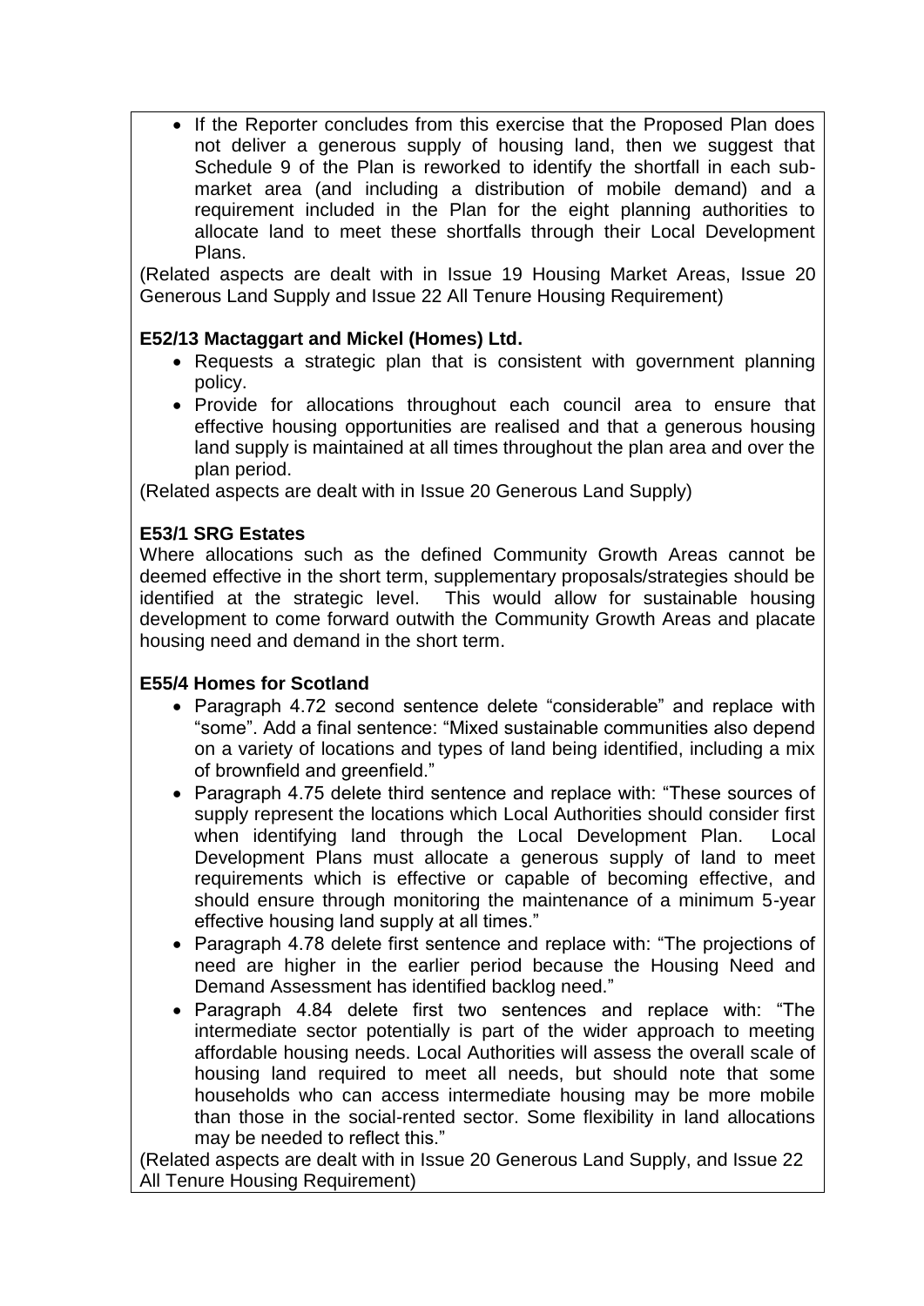- If the Reporter concludes from this exercise that the Proposed Plan does not deliver a generous supply of housing land, then we suggest that Schedule 9 of the Plan is reworked to identify the shortfall in each sub-market area (and including a distribution of mobile demand) and a requirement included in the Plan for the eight planning authorities to allocate land to meet these shortfalls through their Local Development Plans.

(Related aspects are dealt with in Issue 19 Housing Market Areas, Issue 20 Generous Land Supply and Issue 22 All Tenure Housing Requirement)

**E52/13 Mactaggart and Mickel (Homes) Ltd.**

- Requests a strategic plan that is consistent with government planning policy.
- Provide for allocations throughout each council area to ensure that effective housing opportunities are realised and that a generous housing land supply is maintained at all times throughout the plan area and over the plan period.

(Related aspects are dealt with in Issue 20 Generous Land Supply)

**E53/1 SRG Estates**

Where allocations such as the defined Community Growth Areas cannot be deemed effective in the short term, supplementary proposals/strategies should be identified at the strategic level. This would allow for sustainable housing development to come forward outwith the Community Growth Areas and placate housing need and demand in the short term.

**E55/4 Homes for Scotland**

- Paragraph 4.72 second sentence delete "considerable" and replace with "some". Add a final sentence: "Mixed sustainable communities also depend on a variety of locations and types of land being identified, including a mix of brownfield and greenfield."
- Paragraph 4.75 delete third sentence and replace with: "These sources of supply represent the locations which Local Authorities should consider first when identifying land through the Local Development Plan. Local Development Plans must allocate a generous supply of land to meet requirements which is effective or capable of becoming effective, and should ensure through monitoring the maintenance of a minimum 5-year effective housing land supply at all times."
- Paragraph 4.78 delete first sentence and replace with: "The projections of need are higher in the earlier period because the Housing Need and Demand Assessment has identified backlog need."
- Paragraph 4.84 delete first two sentences and replace with: "The intermediate sector potentially is part of the wider approach to meeting affordable housing needs. Local Authorities will assess the overall scale of housing land required to meet all needs, but should note that some households who can access intermediate housing may be more mobile than those in the social-rented sector. Some flexibility in land allocations may be needed to reflect this."

(Related aspects are dealt with in Issue 20 Generous Land Supply, and Issue 22 All Tenure Housing Requirement)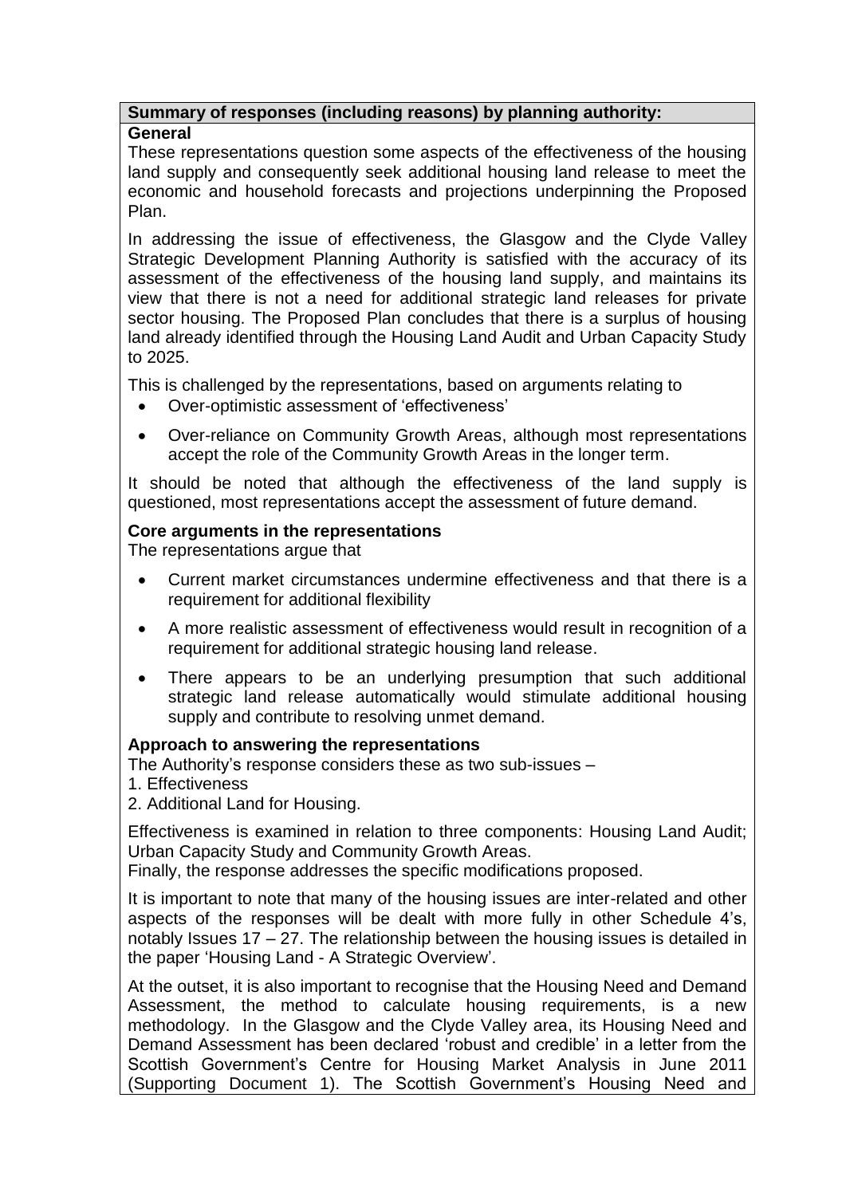**Summary of responses (including reasons) by planning authority:**

**General**

These representations question some aspects of the effectiveness of the housing land supply and consequently seek additional housing land release to meet the economic and household forecasts and projections underpinning the Proposed Plan.

In addressing the issue of effectiveness, the Glasgow and the Clyde Valley Strategic Development Planning Authority is satisfied with the accuracy of its assessment of the effectiveness of the housing land supply, and maintains its view that there is not a need for additional strategic land releases for private sector housing. The Proposed Plan concludes that there is a surplus of housing land already identified through the Housing Land Audit and Urban Capacity Study to 2025.

This is challenged by the representations, based on arguments relating to

- Over-optimistic assessment of 'effectiveness'
- Over-reliance on Community Growth Areas, although most representations accept the role of the Community Growth Areas in the longer term.

It should be noted that although the effectiveness of the land supply is questioned, most representations accept the assessment of future demand.

**Core arguments in the representations**

The representations argue that

- Current market circumstances undermine effectiveness and that there is a requirement for additional flexibility
- A more realistic assessment of effectiveness would result in recognition of a requirement for additional strategic housing land release.
- There appears to be an underlying presumption that such additional strategic land release automatically would stimulate additional housing supply and contribute to resolving unmet demand.

**Approach to answering the representations**

The Authority's response considers these as two sub-issues –

1. Effectiveness
2. Additional Land for Housing.

Effectiveness is examined in relation to three components: Housing Land Audit; Urban Capacity Study and Community Growth Areas.

Finally, the response addresses the specific modifications proposed.

It is important to note that many of the housing issues are inter-related and other aspects of the responses will be dealt with more fully in other Schedule 4's, notably Issues 17 – 27. The relationship between the housing issues is detailed in the paper 'Housing Land - A Strategic Overview'.

At the outset, it is also important to recognise that the Housing Need and Demand Assessment, the method to calculate housing requirements, is a new methodology. In the Glasgow and the Clyde Valley area, its Housing Need and Demand Assessment has been declared 'robust and credible' in a letter from the Scottish Government's Centre for Housing Market Analysis in June 2011 (Supporting Document 1). The Scottish Government's Housing Need and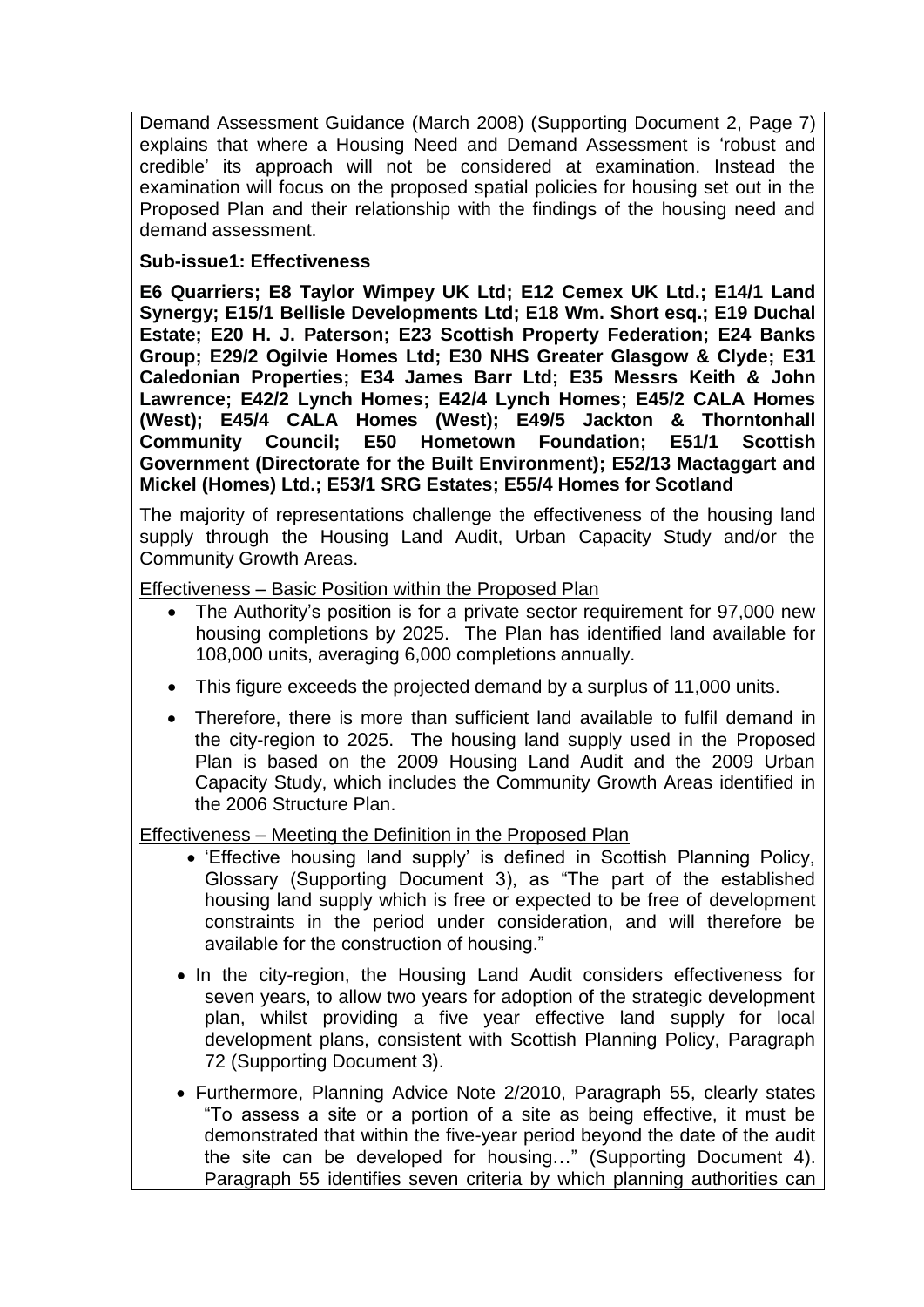Demand Assessment Guidance (March 2008) (Supporting Document 2, Page 7) explains that where a Housing Need and Demand Assessment is 'robust and credible' its approach will not be considered at examination. Instead the examination will focus on the proposed spatial policies for housing set out in the Proposed Plan and their relationship with the findings of the housing need and demand assessment.

**Sub-issue1: Effectiveness**

**E6 Quarriers; E8 Taylor Wimpey UK Ltd; E12 Cemex UK Ltd.; E14/1 Land Synergy; E15/1 Bellisle Developments Ltd; E18 Wm. Short esq.; E19 Duchal Estate; E20 H. J. Paterson; E23 Scottish Property Federation; E24 Banks Group; E29/2 Ogilvie Homes Ltd; E30 NHS Greater Glasgow & Clyde; E31 Caledonian Properties; E34 James Barr Ltd; E35 Messrs Keith & John Lawrence; E42/2 Lynch Homes; E42/4 Lynch Homes; E45/2 CALA Homes (West); E45/4 CALA Homes (West); E49/5 Jackton & Thorntonhall Community Council; E50 Hometown Foundation; E51/1 Scottish Government (Directorate for the Built Environment); E52/13 Mactaggart and Mickel (Homes) Ltd.; E53/1 SRG Estates; E55/4 Homes for Scotland**

The majority of representations challenge the effectiveness of the housing land supply through the Housing Land Audit, Urban Capacity Study and/or the Community Growth Areas.

Effectiveness – Basic Position within the Proposed Plan

- The Authority's position is for a private sector requirement for 97,000 new housing completions by 2025. The Plan has identified land available for 108,000 units, averaging 6,000 completions annually.
- This figure exceeds the projected demand by a surplus of 11,000 units.
- Therefore, there is more than sufficient land available to fulfil demand in the city-region to 2025. The housing land supply used in the Proposed Plan is based on the 2009 Housing Land Audit and the 2009 Urban Capacity Study, which includes the Community Growth Areas identified in the 2006 Structure Plan.

Effectiveness – Meeting the Definition in the Proposed Plan

- 'Effective housing land supply' is defined in Scottish Planning Policy, Glossary (Supporting Document 3), as "The part of the established housing land supply which is free or expected to be free of development constraints in the period under consideration, and will therefore be available for the construction of housing."
- In the city-region, the Housing Land Audit considers effectiveness for seven years, to allow two years for adoption of the strategic development plan, whilst providing a five year effective land supply for local development plans, consistent with Scottish Planning Policy, Paragraph 72 (Supporting Document 3).
- Furthermore, Planning Advice Note 2/2010, Paragraph 55, clearly states "To assess a site or a portion of a site as being effective, it must be demonstrated that within the five-year period beyond the date of the audit the site can be developed for housing…" (Supporting Document 4). Paragraph 55 identifies seven criteria by which planning authorities can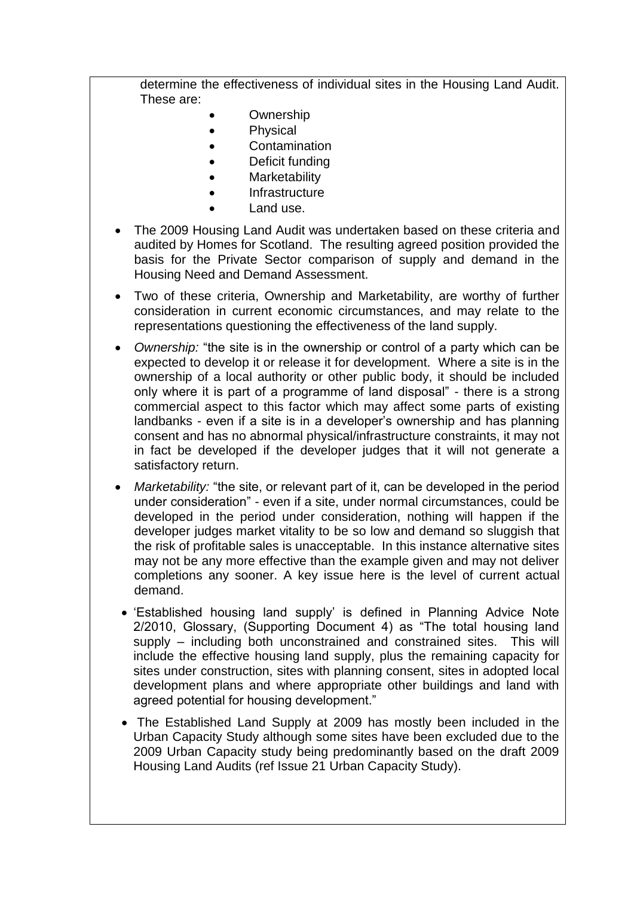determine the effectiveness of individual sites in the Housing Land Audit. These are:

- Ownership
- Physical
- Contamination
- Deficit funding
- Marketability
- Infrastructure
- Land use.

- The 2009 Housing Land Audit was undertaken based on these criteria and audited by Homes for Scotland. The resulting agreed position provided the basis for the Private Sector comparison of supply and demand in the Housing Need and Demand Assessment.
- Two of these criteria, Ownership and Marketability, are worthy of further consideration in current economic circumstances, and may relate to the representations questioning the effectiveness of the land supply.
- *Ownership:* "the site is in the ownership or control of a party which can be expected to develop it or release it for development. Where a site is in the ownership of a local authority or other public body, it should be included only where it is part of a programme of land disposal" - there is a strong commercial aspect to this factor which may affect some parts of existing landbanks - even if a site is in a developer's ownership and has planning consent and has no abnormal physical/infrastructure constraints, it may not in fact be developed if the developer judges that it will not generate a satisfactory return.
- *Marketability:* "the site, or relevant part of it, can be developed in the period under consideration" - even if a site, under normal circumstances, could be developed in the period under consideration, nothing will happen if the developer judges market vitality to be so low and demand so sluggish that the risk of profitable sales is unacceptable. In this instance alternative sites may not be any more effective than the example given and may not deliver completions any sooner. A key issue here is the level of current actual demand.
- 'Established housing land supply' is defined in Planning Advice Note 2/2010, Glossary, (Supporting Document 4) as "The total housing land supply – including both unconstrained and constrained sites. This will include the effective housing land supply, plus the remaining capacity for sites under construction, sites with planning consent, sites in adopted local development plans and where appropriate other buildings and land with agreed potential for housing development."
- The Established Land Supply at 2009 has mostly been included in the Urban Capacity Study although some sites have been excluded due to the 2009 Urban Capacity study being predominantly based on the draft 2009 Housing Land Audits (ref Issue 21 Urban Capacity Study).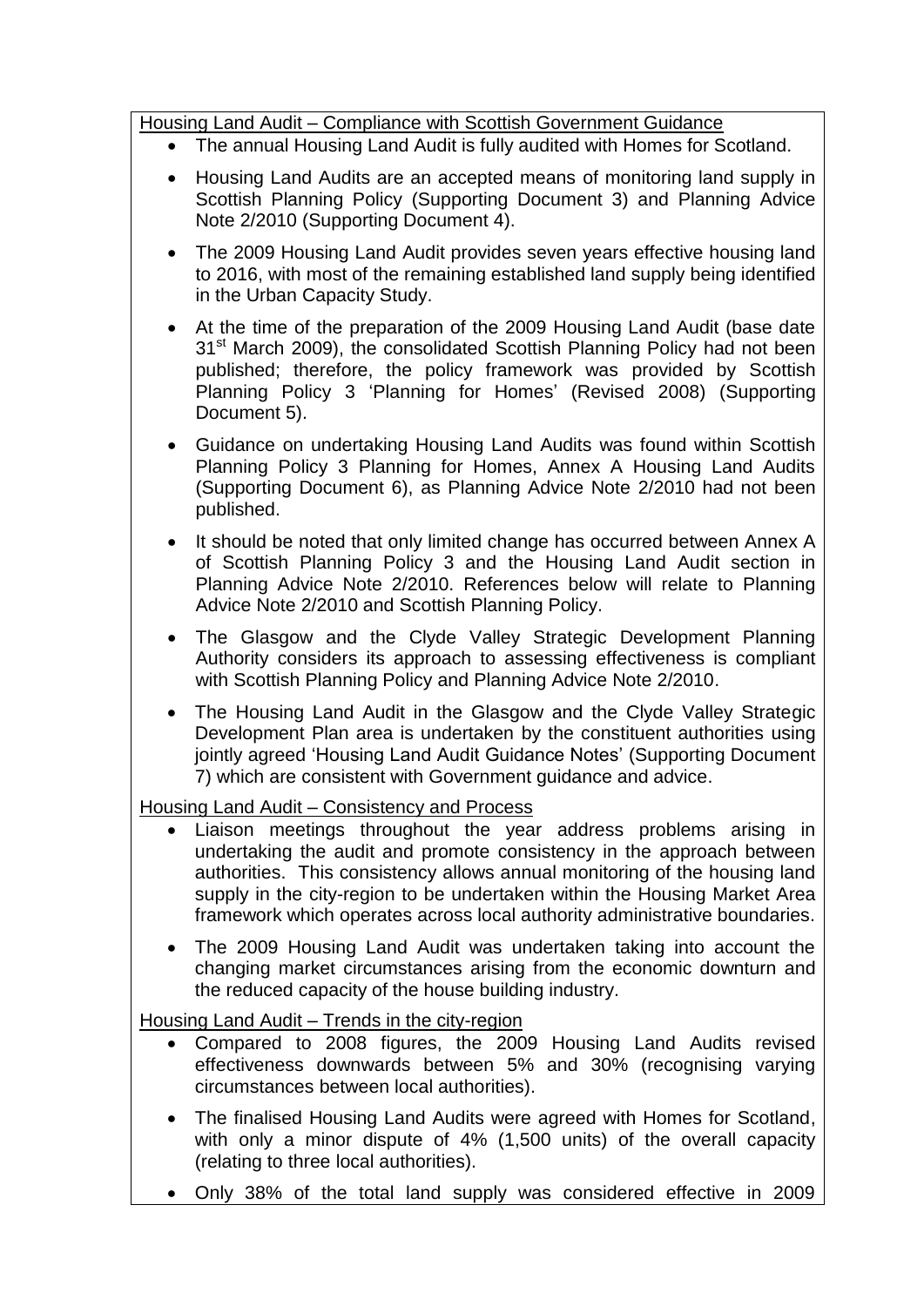Housing Land Audit – Compliance with Scottish Government Guidance

- The annual Housing Land Audit is fully audited with Homes for Scotland.
- Housing Land Audits are an accepted means of monitoring land supply in Scottish Planning Policy (Supporting Document 3) and Planning Advice Note 2/2010 (Supporting Document 4).
- The 2009 Housing Land Audit provides seven years effective housing land to 2016, with most of the remaining established land supply being identified in the Urban Capacity Study.
- At the time of the preparation of the 2009 Housing Land Audit (base date 31st March 2009), the consolidated Scottish Planning Policy had not been published; therefore, the policy framework was provided by Scottish Planning Policy 3 'Planning for Homes' (Revised 2008) (Supporting Document 5).
- Guidance on undertaking Housing Land Audits was found within Scottish Planning Policy 3 Planning for Homes, Annex A Housing Land Audits (Supporting Document 6), as Planning Advice Note 2/2010 had not been published.
- It should be noted that only limited change has occurred between Annex A of Scottish Planning Policy 3 and the Housing Land Audit section in Planning Advice Note 2/2010. References below will relate to Planning Advice Note 2/2010 and Scottish Planning Policy.
- The Glasgow and the Clyde Valley Strategic Development Planning Authority considers its approach to assessing effectiveness is compliant with Scottish Planning Policy and Planning Advice Note 2/2010.
- The Housing Land Audit in the Glasgow and the Clyde Valley Strategic Development Plan area is undertaken by the constituent authorities using jointly agreed 'Housing Land Audit Guidance Notes' (Supporting Document 7) which are consistent with Government guidance and advice.

Housing Land Audit – Consistency and Process

- Liaison meetings throughout the year address problems arising in undertaking the audit and promote consistency in the approach between authorities. This consistency allows annual monitoring of the housing land supply in the city-region to be undertaken within the Housing Market Area framework which operates across local authority administrative boundaries.
- The 2009 Housing Land Audit was undertaken taking into account the changing market circumstances arising from the economic downturn and the reduced capacity of the house building industry.

Housing Land Audit – Trends in the city-region

- Compared to 2008 figures, the 2009 Housing Land Audits revised effectiveness downwards between 5% and 30% (recognising varying circumstances between local authorities).
- The finalised Housing Land Audits were agreed with Homes for Scotland, with only a minor dispute of 4% (1,500 units) of the overall capacity (relating to three local authorities).
- Only 38% of the total land supply was considered effective in 2009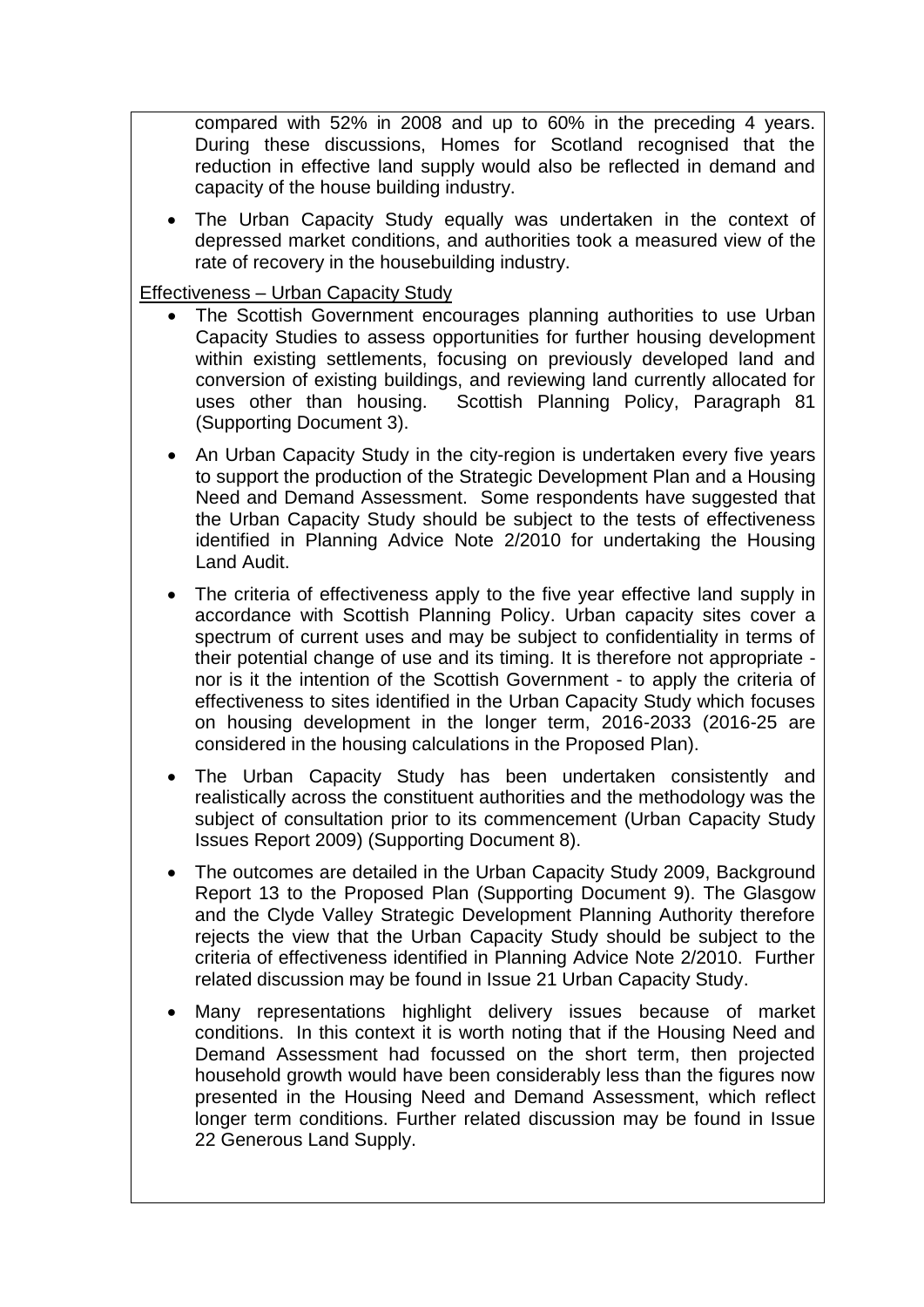compared with 52% in 2008 and up to 60% in the preceding 4 years. During these discussions, Homes for Scotland recognised that the reduction in effective land supply would also be reflected in demand and capacity of the house building industry.

- The Urban Capacity Study equally was undertaken in the context of depressed market conditions, and authorities took a measured view of the rate of recovery in the housebuilding industry.

<u>Effectiveness – Urban Capacity Study</u>

- The Scottish Government encourages planning authorities to use Urban Capacity Studies to assess opportunities for further housing development within existing settlements, focusing on previously developed land and conversion of existing buildings, and reviewing land currently allocated for uses other than housing. Scottish Planning Policy, Paragraph 81 (Supporting Document 3).
- An Urban Capacity Study in the city-region is undertaken every five years to support the production of the Strategic Development Plan and a Housing Need and Demand Assessment. Some respondents have suggested that the Urban Capacity Study should be subject to the tests of effectiveness identified in Planning Advice Note 2/2010 for undertaking the Housing Land Audit.
- The criteria of effectiveness apply to the five year effective land supply in accordance with Scottish Planning Policy. Urban capacity sites cover a spectrum of current uses and may be subject to confidentiality in terms of their potential change of use and its timing. It is therefore not appropriate - nor is it the intention of the Scottish Government - to apply the criteria of effectiveness to sites identified in the Urban Capacity Study which focuses on housing development in the longer term, 2016-2033 (2016-25 are considered in the housing calculations in the Proposed Plan).
- The Urban Capacity Study has been undertaken consistently and realistically across the constituent authorities and the methodology was the subject of consultation prior to its commencement (Urban Capacity Study Issues Report 2009) (Supporting Document 8).
- The outcomes are detailed in the Urban Capacity Study 2009, Background Report 13 to the Proposed Plan (Supporting Document 9). The Glasgow and the Clyde Valley Strategic Development Planning Authority therefore rejects the view that the Urban Capacity Study should be subject to the criteria of effectiveness identified in Planning Advice Note 2/2010. Further related discussion may be found in Issue 21 Urban Capacity Study.
- Many representations highlight delivery issues because of market conditions. In this context it is worth noting that if the Housing Need and Demand Assessment had focussed on the short term, then projected household growth would have been considerably less than the figures now presented in the Housing Need and Demand Assessment, which reflect longer term conditions. Further related discussion may be found in Issue 22 Generous Land Supply.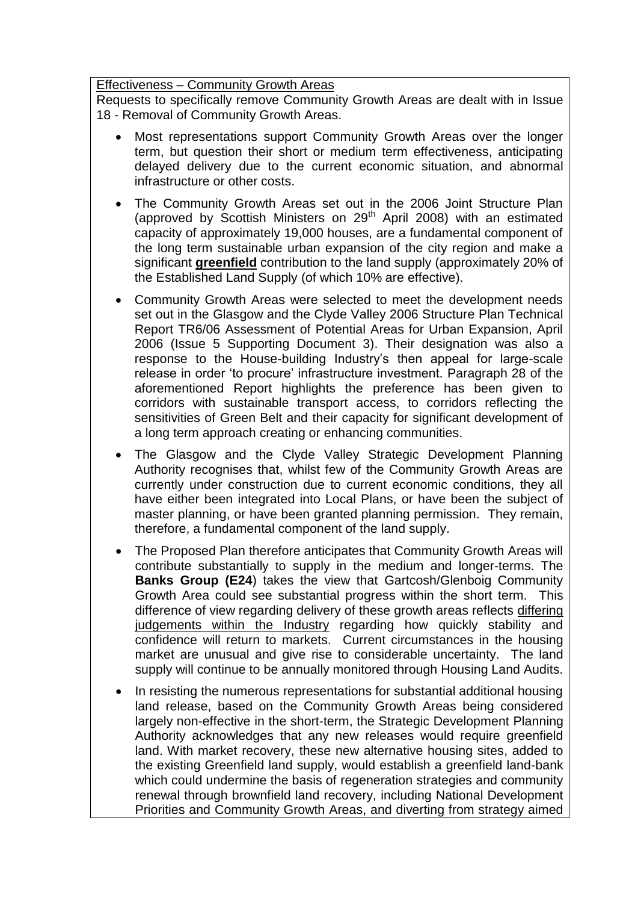Effectiveness – Community Growth Areas

Requests to specifically remove Community Growth Areas are dealt with in Issue 18 - Removal of Community Growth Areas.

- Most representations support Community Growth Areas over the longer term, but question their short or medium term effectiveness, anticipating delayed delivery due to the current economic situation, and abnormal infrastructure or other costs.
- The Community Growth Areas set out in the 2006 Joint Structure Plan (approved by Scottish Ministers on 29th April 2008) with an estimated capacity of approximately 19,000 houses, are a fundamental component of the long term sustainable urban expansion of the city region and make a significant **greenfield** contribution to the land supply (approximately 20% of the Established Land Supply (of which 10% are effective).
- Community Growth Areas were selected to meet the development needs set out in the Glasgow and the Clyde Valley 2006 Structure Plan Technical Report TR6/06 Assessment of Potential Areas for Urban Expansion, April 2006 (Issue 5 Supporting Document 3). Their designation was also a response to the House-building Industry's then appeal for large-scale release in order 'to procure' infrastructure investment. Paragraph 28 of the aforementioned Report highlights the preference has been given to corridors with sustainable transport access, to corridors reflecting the sensitivities of Green Belt and their capacity for significant development of a long term approach creating or enhancing communities.
- The Glasgow and the Clyde Valley Strategic Development Planning Authority recognises that, whilst few of the Community Growth Areas are currently under construction due to current economic conditions, they all have either been integrated into Local Plans, or have been the subject of master planning, or have been granted planning permission. They remain, therefore, a fundamental component of the land supply.
- The Proposed Plan therefore anticipates that Community Growth Areas will contribute substantially to supply in the medium and longer-terms. The **Banks Group (E24**) takes the view that Gartcosh/Glenboig Community Growth Area could see substantial progress within the short term. This difference of view regarding delivery of these growth areas reflects differing judgements within the Industry regarding how quickly stability and confidence will return to markets. Current circumstances in the housing market are unusual and give rise to considerable uncertainty. The land supply will continue to be annually monitored through Housing Land Audits.
- In resisting the numerous representations for substantial additional housing land release, based on the Community Growth Areas being considered largely non-effective in the short-term, the Strategic Development Planning Authority acknowledges that any new releases would require greenfield land. With market recovery, these new alternative housing sites, added to the existing Greenfield land supply, would establish a greenfield land-bank which could undermine the basis of regeneration strategies and community renewal through brownfield land recovery, including National Development Priorities and Community Growth Areas, and diverting from strategy aimed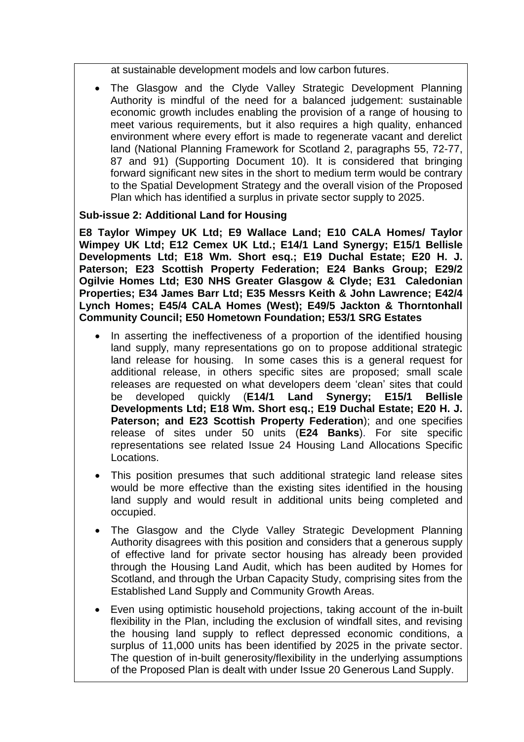at sustainable development models and low carbon futures.

- The Glasgow and the Clyde Valley Strategic Development Planning Authority is mindful of the need for a balanced judgement: sustainable economic growth includes enabling the provision of a range of housing to meet various requirements, but it also requires a high quality, enhanced environment where every effort is made to regenerate vacant and derelict land (National Planning Framework for Scotland 2, paragraphs 55, 72-77, 87 and 91) (Supporting Document 10). It is considered that bringing forward significant new sites in the short to medium term would be contrary to the Spatial Development Strategy and the overall vision of the Proposed Plan which has identified a surplus in private sector supply to 2025.

**Sub-issue 2: Additional Land for Housing**

**E8 Taylor Wimpey UK Ltd; E9 Wallace Land; E10 CALA Homes/ Taylor Wimpey UK Ltd; E12 Cemex UK Ltd.; E14/1 Land Synergy; E15/1 Bellisle Developments Ltd; E18 Wm. Short esq.; E19 Duchal Estate; E20 H. J. Paterson; E23 Scottish Property Federation; E24 Banks Group; E29/2 Ogilvie Homes Ltd; E30 NHS Greater Glasgow & Clyde; E31 Caledonian Properties; E34 James Barr Ltd; E35 Messrs Keith & John Lawrence; E42/4 Lynch Homes; E45/4 CALA Homes (West); E49/5 Jackton & Thorntonhall Community Council; E50 Hometown Foundation; E53/1 SRG Estates**

- In asserting the ineffectiveness of a proportion of the identified housing land supply, many representations go on to propose additional strategic land release for housing. In some cases this is a general request for additional release, in others specific sites are proposed; small scale releases are requested on what developers deem 'clean' sites that could be developed quickly (**E14/1 Land Synergy; E15/1 Bellisle Developments Ltd; E18 Wm. Short esq.; E19 Duchal Estate; E20 H. J. Paterson; and E23 Scottish Property Federation**); and one specifies release of sites under 50 units (**E24 Banks**). For site specific representations see related Issue 24 Housing Land Allocations Specific Locations.
- This position presumes that such additional strategic land release sites would be more effective than the existing sites identified in the housing land supply and would result in additional units being completed and occupied.
- The Glasgow and the Clyde Valley Strategic Development Planning Authority disagrees with this position and considers that a generous supply of effective land for private sector housing has already been provided through the Housing Land Audit, which has been audited by Homes for Scotland, and through the Urban Capacity Study, comprising sites from the Established Land Supply and Community Growth Areas.
- Even using optimistic household projections, taking account of the in-built flexibility in the Plan, including the exclusion of windfall sites, and revising the housing land supply to reflect depressed economic conditions, a surplus of 11,000 units has been identified by 2025 in the private sector. The question of in-built generosity/flexibility in the underlying assumptions of the Proposed Plan is dealt with under Issue 20 Generous Land Supply.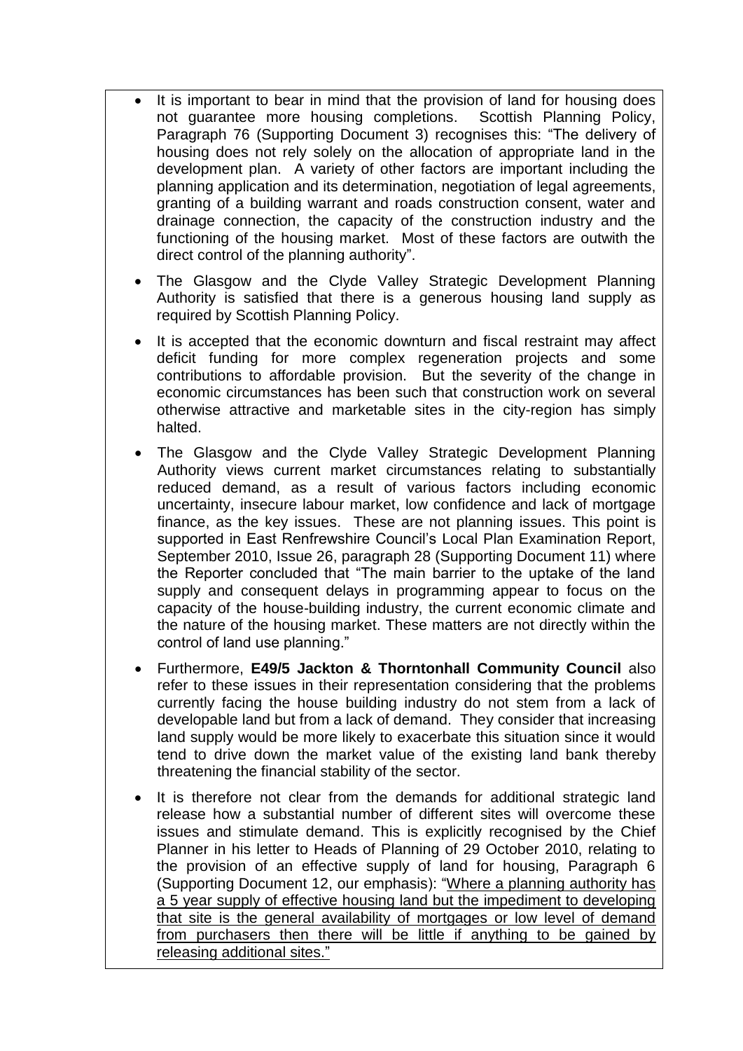- It is important to bear in mind that the provision of land for housing does not guarantee more housing completions. Scottish Planning Policy, Paragraph 76 (Supporting Document 3) recognises this: "The delivery of housing does not rely solely on the allocation of appropriate land in the development plan. A variety of other factors are important including the planning application and its determination, negotiation of legal agreements, granting of a building warrant and roads construction consent, water and drainage connection, the capacity of the construction industry and the functioning of the housing market. Most of these factors are outwith the direct control of the planning authority".

- The Glasgow and the Clyde Valley Strategic Development Planning Authority is satisfied that there is a generous housing land supply as required by Scottish Planning Policy.

- It is accepted that the economic downturn and fiscal restraint may affect deficit funding for more complex regeneration projects and some contributions to affordable provision. But the severity of the change in economic circumstances has been such that construction work on several otherwise attractive and marketable sites in the city-region has simply halted.

- The Glasgow and the Clyde Valley Strategic Development Planning Authority views current market circumstances relating to substantially reduced demand, as a result of various factors including economic uncertainty, insecure labour market, low confidence and lack of mortgage finance, as the key issues. These are not planning issues. This point is supported in East Renfrewshire Council's Local Plan Examination Report, September 2010, Issue 26, paragraph 28 (Supporting Document 11) where the Reporter concluded that "The main barrier to the uptake of the land supply and consequent delays in programming appear to focus on the capacity of the house-building industry, the current economic climate and the nature of the housing market. These matters are not directly within the control of land use planning."

- Furthermore, **E49/5 Jackton & Thorntonhall Community Council** also refer to these issues in their representation considering that the problems currently facing the house building industry do not stem from a lack of developable land but from a lack of demand. They consider that increasing land supply would be more likely to exacerbate this situation since it would tend to drive down the market value of the existing land bank thereby threatening the financial stability of the sector.

- It is therefore not clear from the demands for additional strategic land release how a substantial number of different sites will overcome these issues and stimulate demand. This is explicitly recognised by the Chief Planner in his letter to Heads of Planning of 29 October 2010, relating to the provision of an effective supply of land for housing, Paragraph 6 (Supporting Document 12, our emphasis): "<u>Where a planning authority has a 5 year supply of effective housing land but the impediment to developing that site is the general availability of mortgages or low level of demand from purchasers then there will be little if anything to be gained by releasing additional sites.</u>"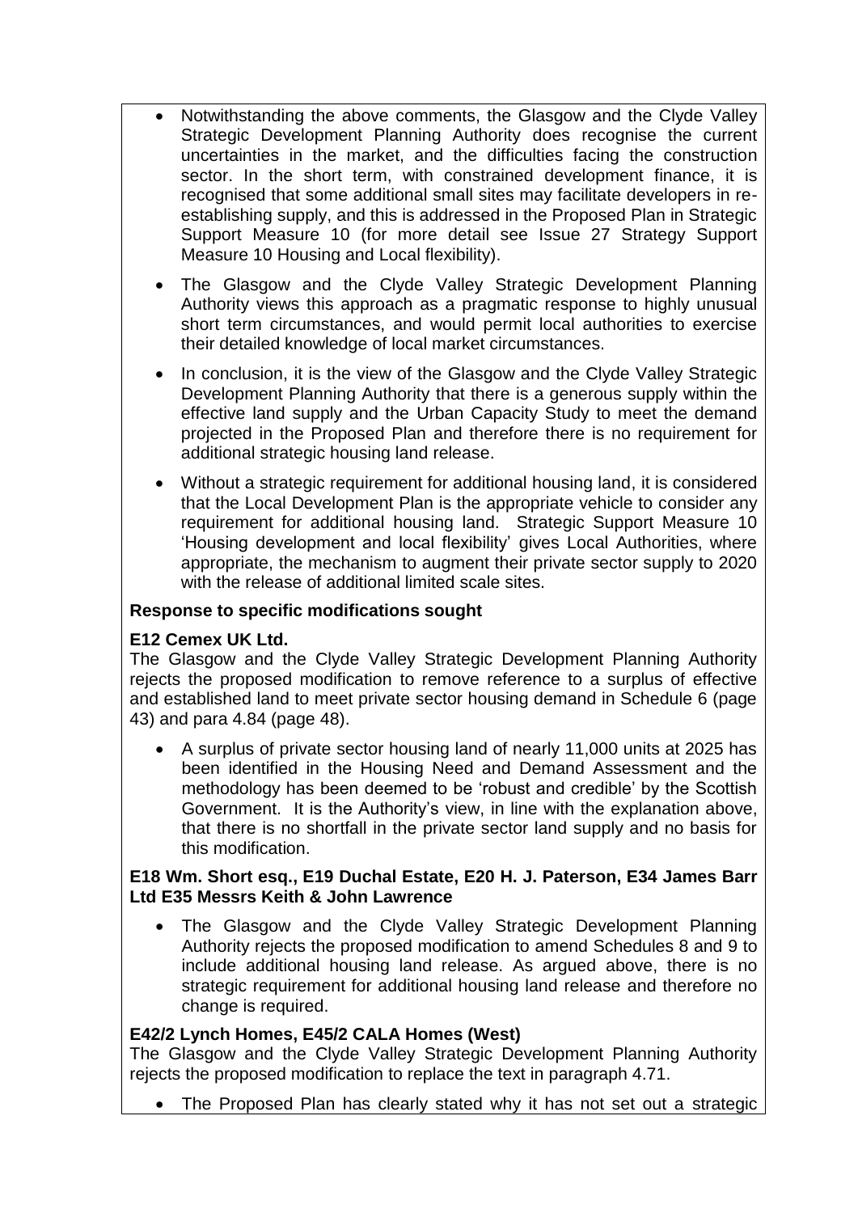- Notwithstanding the above comments, the Glasgow and the Clyde Valley Strategic Development Planning Authority does recognise the current uncertainties in the market, and the difficulties facing the construction sector. In the short term, with constrained development finance, it is recognised that some additional small sites may facilitate developers in re-establishing supply, and this is addressed in the Proposed Plan in Strategic Support Measure 10 (for more detail see Issue 27 Strategy Support Measure 10 Housing and Local flexibility).

- The Glasgow and the Clyde Valley Strategic Development Planning Authority views this approach as a pragmatic response to highly unusual short term circumstances, and would permit local authorities to exercise their detailed knowledge of local market circumstances.

- In conclusion, it is the view of the Glasgow and the Clyde Valley Strategic Development Planning Authority that there is a generous supply within the effective land supply and the Urban Capacity Study to meet the demand projected in the Proposed Plan and therefore there is no requirement for additional strategic housing land release.

- Without a strategic requirement for additional housing land, it is considered that the Local Development Plan is the appropriate vehicle to consider any requirement for additional housing land. Strategic Support Measure 10 'Housing development and local flexibility' gives Local Authorities, where appropriate, the mechanism to augment their private sector supply to 2020 with the release of additional limited scale sites.

**Response to specific modifications sought**

**E12 Cemex UK Ltd.**

The Glasgow and the Clyde Valley Strategic Development Planning Authority rejects the proposed modification to remove reference to a surplus of effective and established land to meet private sector housing demand in Schedule 6 (page 43) and para 4.84 (page 48).

- A surplus of private sector housing land of nearly 11,000 units at 2025 has been identified in the Housing Need and Demand Assessment and the methodology has been deemed to be 'robust and credible' by the Scottish Government. It is the Authority's view, in line with the explanation above, that there is no shortfall in the private sector land supply and no basis for this modification.

**E18 Wm. Short esq., E19 Duchal Estate, E20 H. J. Paterson, E34 James Barr Ltd E35 Messrs Keith & John Lawrence**

- The Glasgow and the Clyde Valley Strategic Development Planning Authority rejects the proposed modification to amend Schedules 8 and 9 to include additional housing land release. As argued above, there is no strategic requirement for additional housing land release and therefore no change is required.

**E42/2 Lynch Homes, E45/2 CALA Homes (West)**

The Glasgow and the Clyde Valley Strategic Development Planning Authority rejects the proposed modification to replace the text in paragraph 4.71.

- The Proposed Plan has clearly stated why it has not set out a strategic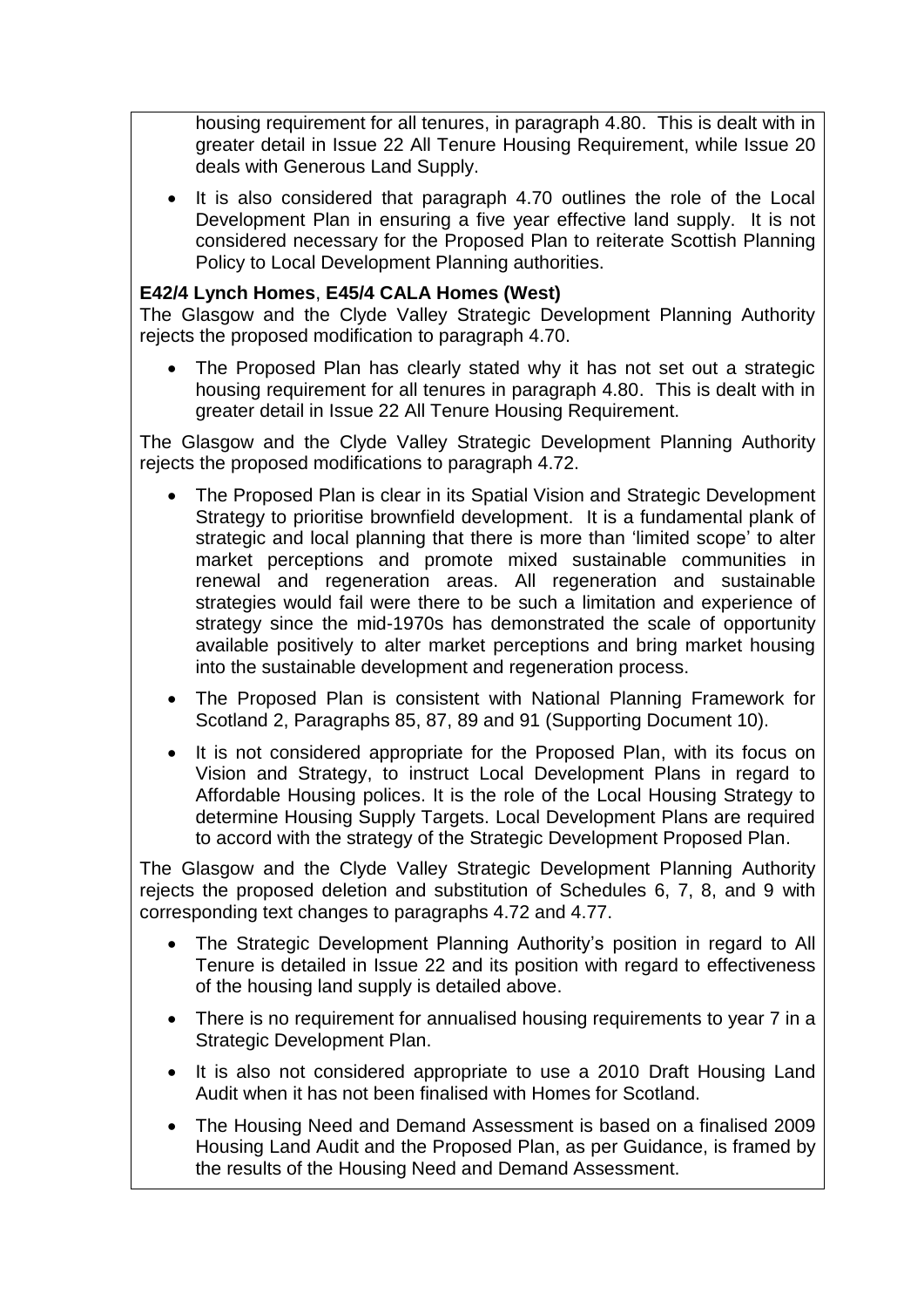housing requirement for all tenures, in paragraph 4.80. This is dealt with in greater detail in Issue 22 All Tenure Housing Requirement, while Issue 20 deals with Generous Land Supply.

- It is also considered that paragraph 4.70 outlines the role of the Local Development Plan in ensuring a five year effective land supply. It is not considered necessary for the Proposed Plan to reiterate Scottish Planning Policy to Local Development Planning authorities.

**E42/4 Lynch Homes**, **E45/4 CALA Homes (West)**

The Glasgow and the Clyde Valley Strategic Development Planning Authority rejects the proposed modification to paragraph 4.70.

- The Proposed Plan has clearly stated why it has not set out a strategic housing requirement for all tenures in paragraph 4.80. This is dealt with in greater detail in Issue 22 All Tenure Housing Requirement.

The Glasgow and the Clyde Valley Strategic Development Planning Authority rejects the proposed modifications to paragraph 4.72.

- The Proposed Plan is clear in its Spatial Vision and Strategic Development Strategy to prioritise brownfield development. It is a fundamental plank of strategic and local planning that there is more than 'limited scope' to alter market perceptions and promote mixed sustainable communities in renewal and regeneration areas. All regeneration and sustainable strategies would fail were there to be such a limitation and experience of strategy since the mid-1970s has demonstrated the scale of opportunity available positively to alter market perceptions and bring market housing into the sustainable development and regeneration process.
- The Proposed Plan is consistent with National Planning Framework for Scotland 2, Paragraphs 85, 87, 89 and 91 (Supporting Document 10).
- It is not considered appropriate for the Proposed Plan, with its focus on Vision and Strategy, to instruct Local Development Plans in regard to Affordable Housing polices. It is the role of the Local Housing Strategy to determine Housing Supply Targets. Local Development Plans are required to accord with the strategy of the Strategic Development Proposed Plan.

The Glasgow and the Clyde Valley Strategic Development Planning Authority rejects the proposed deletion and substitution of Schedules 6, 7, 8, and 9 with corresponding text changes to paragraphs 4.72 and 4.77.

- The Strategic Development Planning Authority's position in regard to All Tenure is detailed in Issue 22 and its position with regard to effectiveness of the housing land supply is detailed above.
- There is no requirement for annualised housing requirements to year 7 in a Strategic Development Plan.
- It is also not considered appropriate to use a 2010 Draft Housing Land Audit when it has not been finalised with Homes for Scotland.
- The Housing Need and Demand Assessment is based on a finalised 2009 Housing Land Audit and the Proposed Plan, as per Guidance, is framed by the results of the Housing Need and Demand Assessment.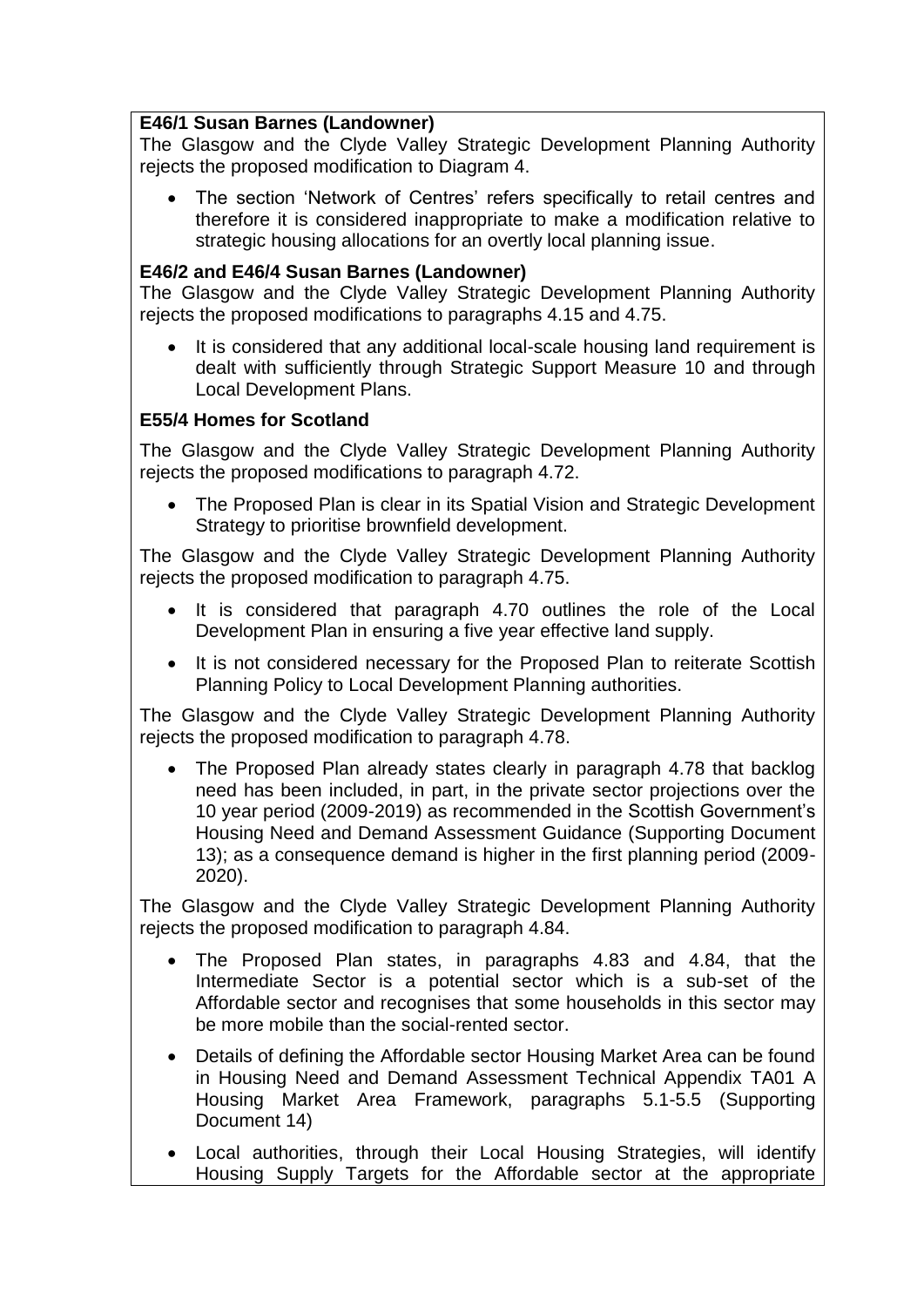**E46/1 Susan Barnes (Landowner)**

The Glasgow and the Clyde Valley Strategic Development Planning Authority rejects the proposed modification to Diagram 4.

- The section 'Network of Centres' refers specifically to retail centres and therefore it is considered inappropriate to make a modification relative to strategic housing allocations for an overtly local planning issue.

**E46/2 and E46/4 Susan Barnes (Landowner)**

The Glasgow and the Clyde Valley Strategic Development Planning Authority rejects the proposed modifications to paragraphs 4.15 and 4.75.

- It is considered that any additional local-scale housing land requirement is dealt with sufficiently through Strategic Support Measure 10 and through Local Development Plans.

**E55/4 Homes for Scotland**

The Glasgow and the Clyde Valley Strategic Development Planning Authority rejects the proposed modifications to paragraph 4.72.

- The Proposed Plan is clear in its Spatial Vision and Strategic Development Strategy to prioritise brownfield development.

The Glasgow and the Clyde Valley Strategic Development Planning Authority rejects the proposed modification to paragraph 4.75.

- It is considered that paragraph 4.70 outlines the role of the Local Development Plan in ensuring a five year effective land supply.
- It is not considered necessary for the Proposed Plan to reiterate Scottish Planning Policy to Local Development Planning authorities.

The Glasgow and the Clyde Valley Strategic Development Planning Authority rejects the proposed modification to paragraph 4.78.

- The Proposed Plan already states clearly in paragraph 4.78 that backlog need has been included, in part, in the private sector projections over the 10 year period (2009-2019) as recommended in the Scottish Government's Housing Need and Demand Assessment Guidance (Supporting Document 13); as a consequence demand is higher in the first planning period (2009-2020).

The Glasgow and the Clyde Valley Strategic Development Planning Authority rejects the proposed modification to paragraph 4.84.

- The Proposed Plan states, in paragraphs 4.83 and 4.84, that the Intermediate Sector is a potential sector which is a sub-set of the Affordable sector and recognises that some households in this sector may be more mobile than the social-rented sector.
- Details of defining the Affordable sector Housing Market Area can be found in Housing Need and Demand Assessment Technical Appendix TA01 A Housing Market Area Framework, paragraphs 5.1-5.5 (Supporting Document 14)
- Local authorities, through their Local Housing Strategies, will identify Housing Supply Targets for the Affordable sector at the appropriate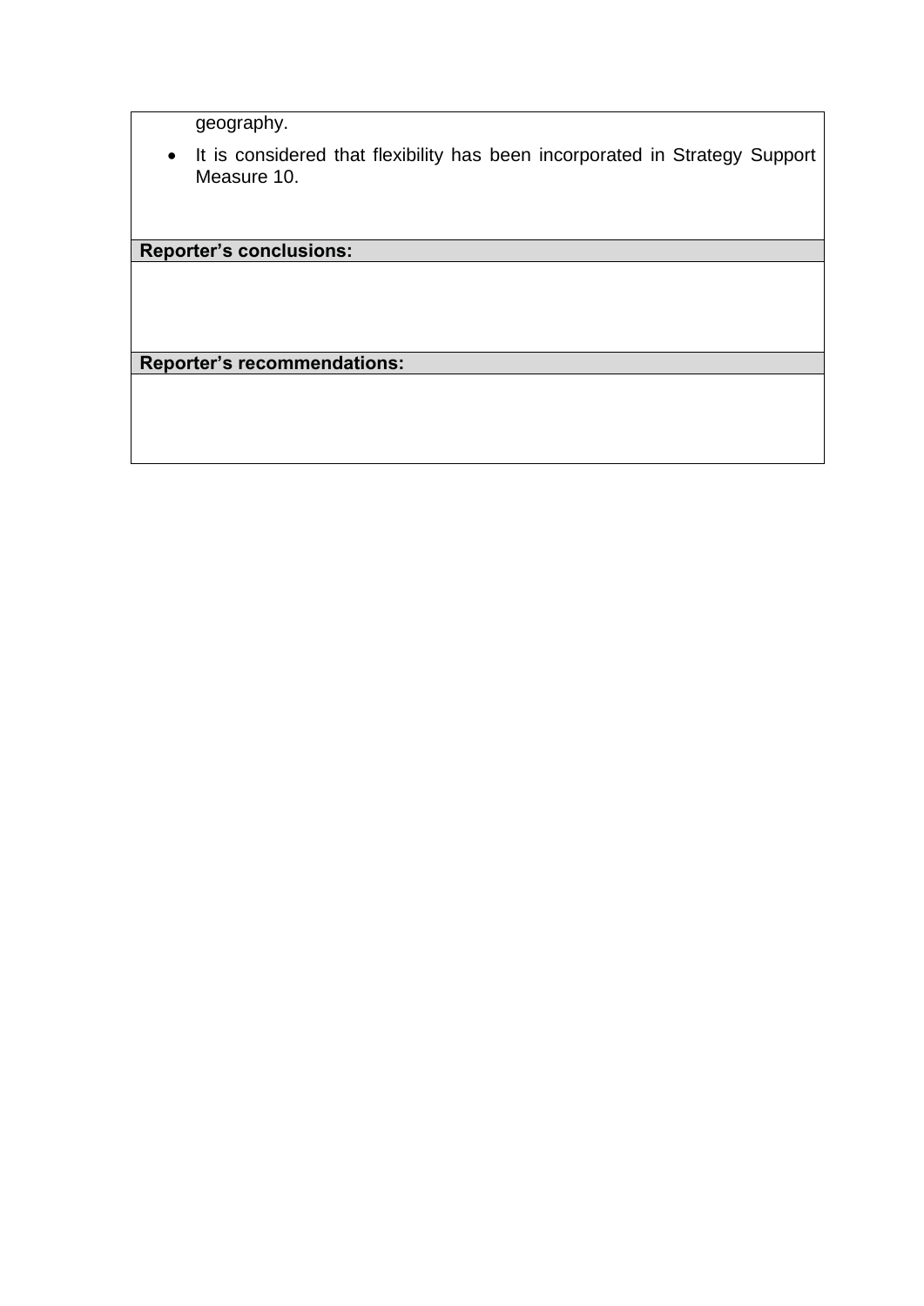geography.

- It is considered that flexibility has been incorporated in Strategy Support Measure 10.

**Reporter's conclusions:**

**Reporter's recommendations:**